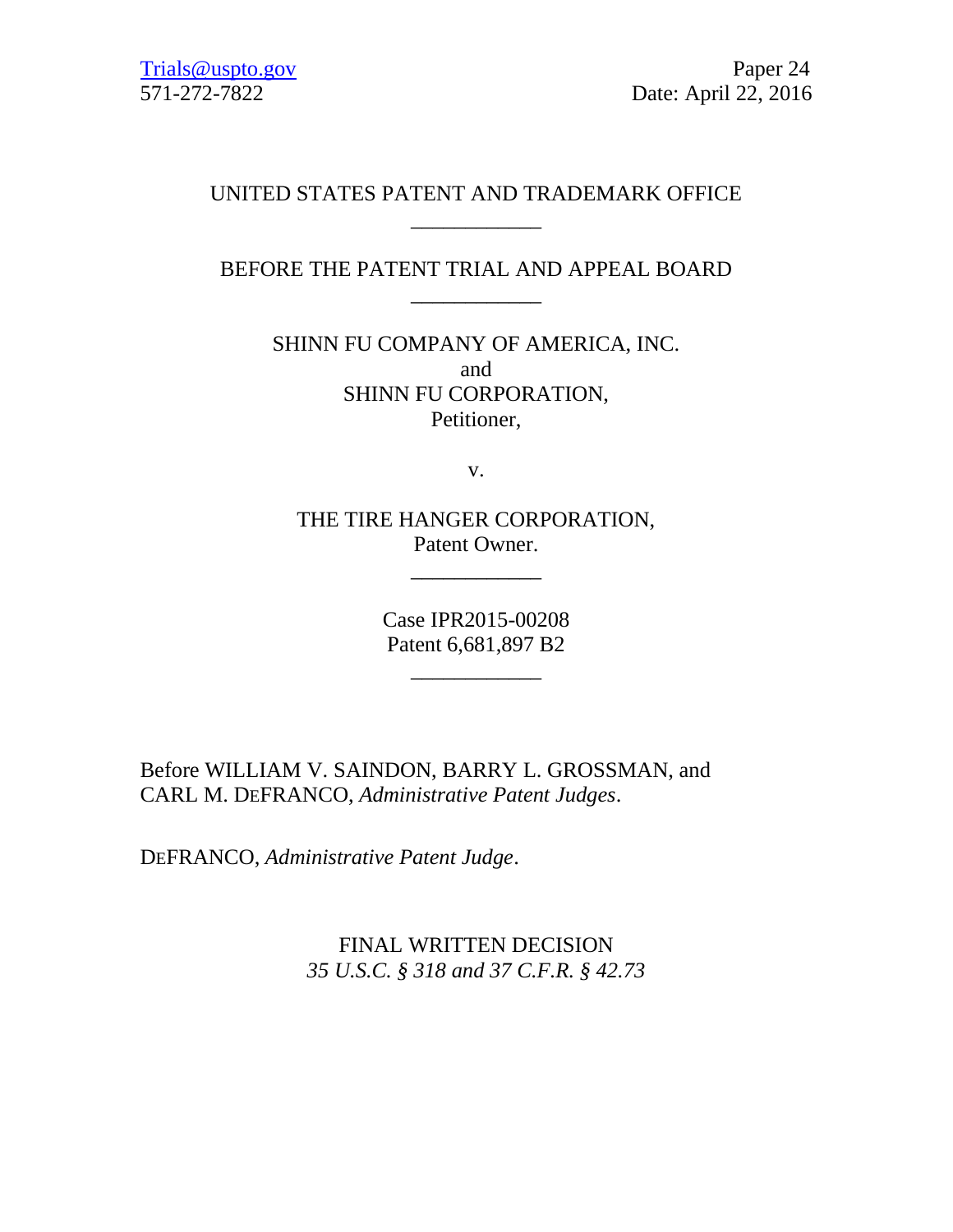Trials@uspto.gov
571-272-7822

Paper 24
Date: April 22, 2016

UNITED STATES PATENT AND TRADEMARK OFFICE

____________

BEFORE THE PATENT TRIAL AND APPEAL BOARD

____________

SHINN FU COMPANY OF AMERICA, INC.
and
SHINN FU CORPORATION,
Petitioner,

v.

THE TIRE HANGER CORPORATION,
Patent Owner.

____________

Case IPR2015-00208
Patent 6,681,897 B2

____________

Before WILLIAM V. SAINDON, BARRY L. GROSSMAN, and CARL M. DEFRANCO, *Administrative Patent Judges*.

DEFRANCO, *Administrative Patent Judge*.

FINAL WRITTEN DECISION
*35 U.S.C. § 318 and 37 C.F.R. § 42.73*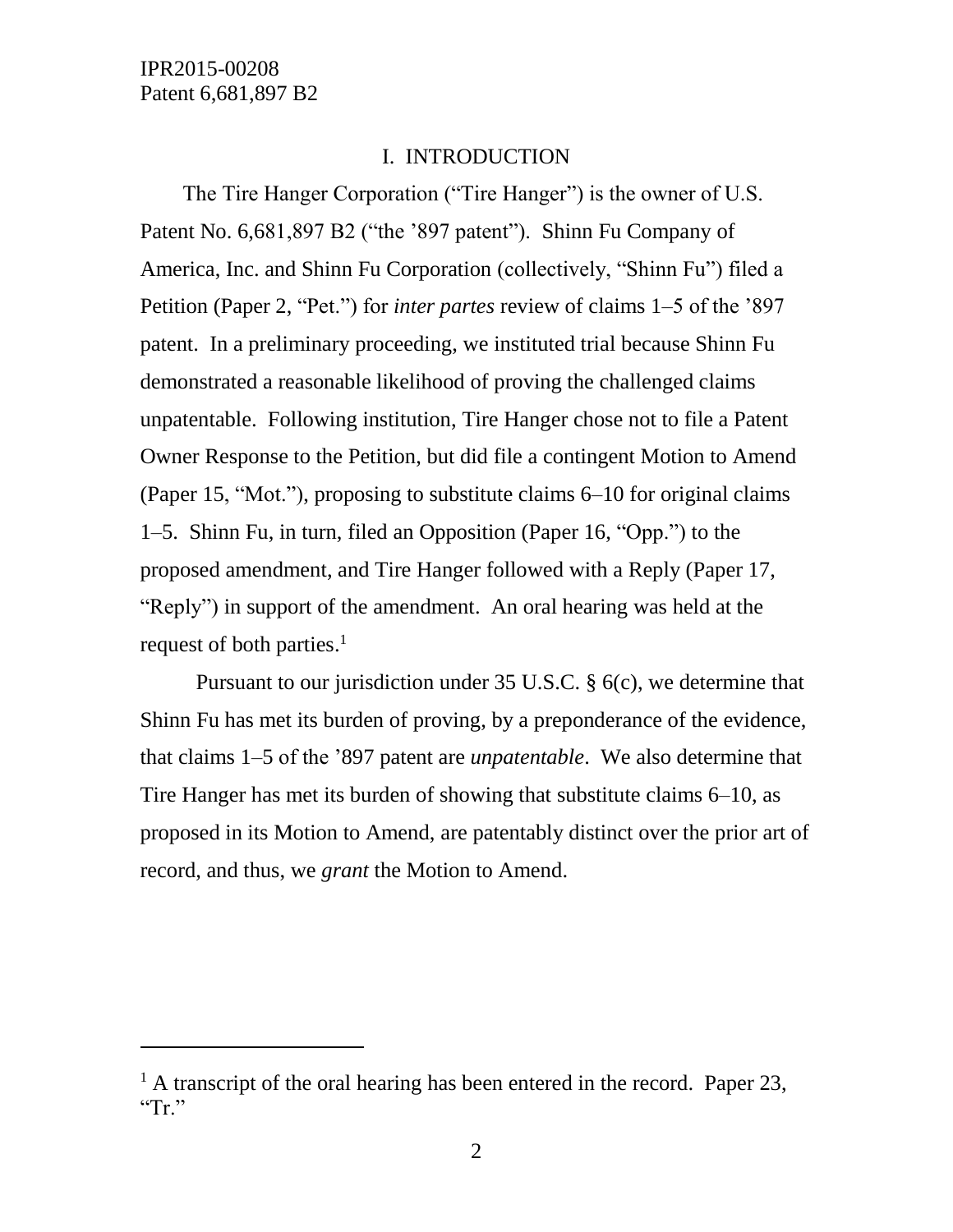## I. INTRODUCTION

The Tire Hanger Corporation ("Tire Hanger") is the owner of U.S. Patent No. 6,681,897 B2 ("the '897 patent"). Shinn Fu Company of America, Inc. and Shinn Fu Corporation (collectively, "Shinn Fu") filed a Petition (Paper 2, "Pet.") for *inter partes* review of claims 1–5 of the '897 patent. In a preliminary proceeding, we instituted trial because Shinn Fu demonstrated a reasonable likelihood of proving the challenged claims unpatentable. Following institution, Tire Hanger chose not to file a Patent Owner Response to the Petition, but did file a contingent Motion to Amend (Paper 15, "Mot."), proposing to substitute claims 6–10 for original claims 1–5. Shinn Fu, in turn, filed an Opposition (Paper 16, "Opp.") to the proposed amendment, and Tire Hanger followed with a Reply (Paper 17, "Reply") in support of the amendment. An oral hearing was held at the request of both parties.[1]

Pursuant to our jurisdiction under 35 U.S.C. § 6(c), we determine that Shinn Fu has met its burden of proving, by a preponderance of the evidence, that claims 1–5 of the '897 patent are *unpatentable*. We also determine that Tire Hanger has met its burden of showing that substitute claims 6–10, as proposed in its Motion to Amend, are patentably distinct over the prior art of record, and thus, we *grant* the Motion to Amend.

[1] A transcript of the oral hearing has been entered in the record. Paper 23, "Tr."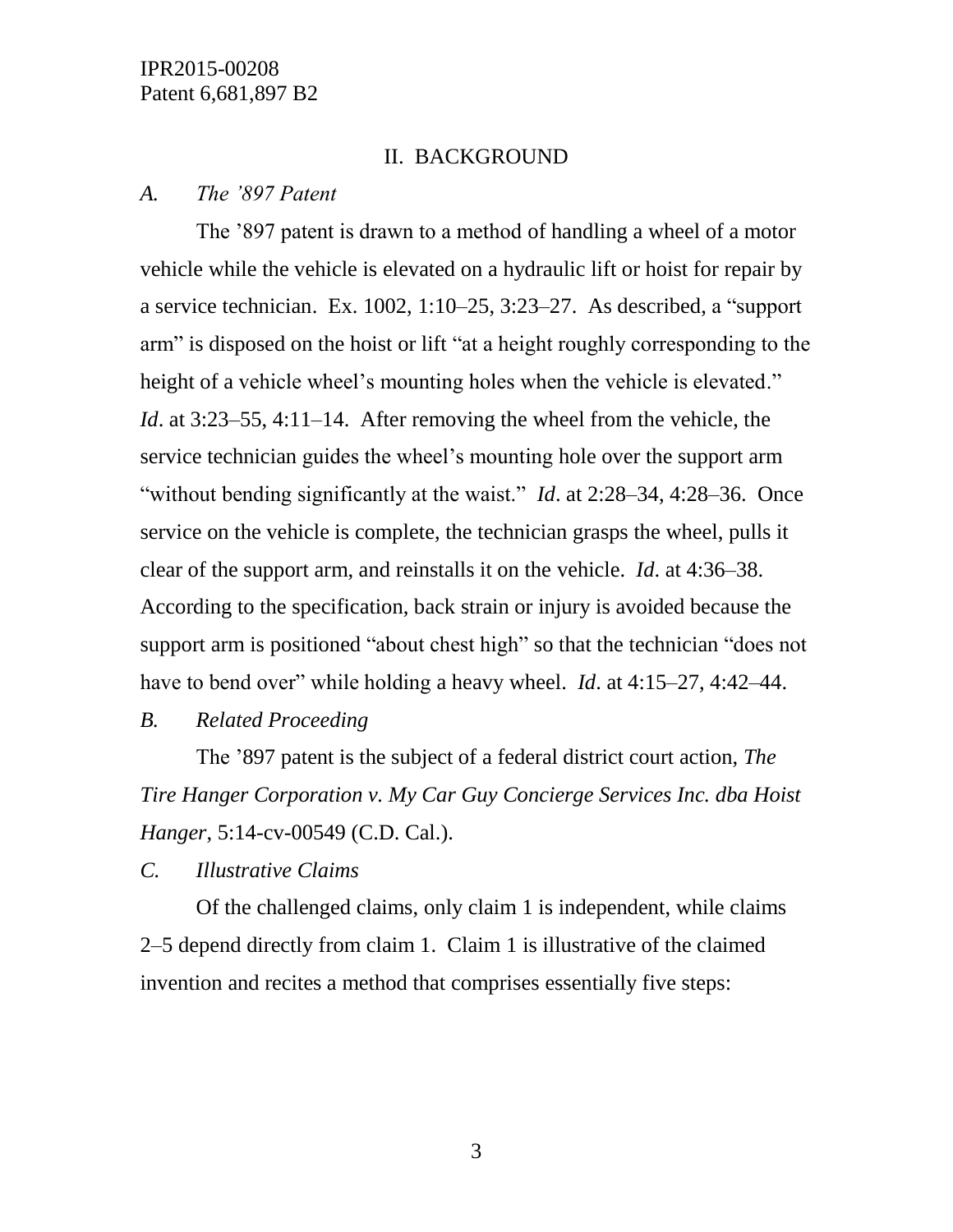## II. BACKGROUND

### *A. The '897 Patent*

The '897 patent is drawn to a method of handling a wheel of a motor vehicle while the vehicle is elevated on a hydraulic lift or hoist for repair by a service technician. Ex. 1002, 1:10–25, 3:23–27. As described, a "support arm" is disposed on the hoist or lift "at a height roughly corresponding to the height of a vehicle wheel's mounting holes when the vehicle is elevated." *Id*. at 3:23–55, 4:11–14. After removing the wheel from the vehicle, the service technician guides the wheel's mounting hole over the support arm "without bending significantly at the waist." *Id*. at 2:28–34, 4:28–36. Once service on the vehicle is complete, the technician grasps the wheel, pulls it clear of the support arm, and reinstalls it on the vehicle. *Id*. at 4:36–38. According to the specification, back strain or injury is avoided because the support arm is positioned "about chest high" so that the technician "does not have to bend over" while holding a heavy wheel. *Id*. at 4:15–27, 4:42–44.

### *B. Related Proceeding*

The '897 patent is the subject of a federal district court action, *The Tire Hanger Corporation v. My Car Guy Concierge Services Inc. dba Hoist Hanger*, 5:14-cv-00549 (C.D. Cal.).

### *C. Illustrative Claims*

Of the challenged claims, only claim 1 is independent, while claims 2–5 depend directly from claim 1. Claim 1 is illustrative of the claimed invention and recites a method that comprises essentially five steps: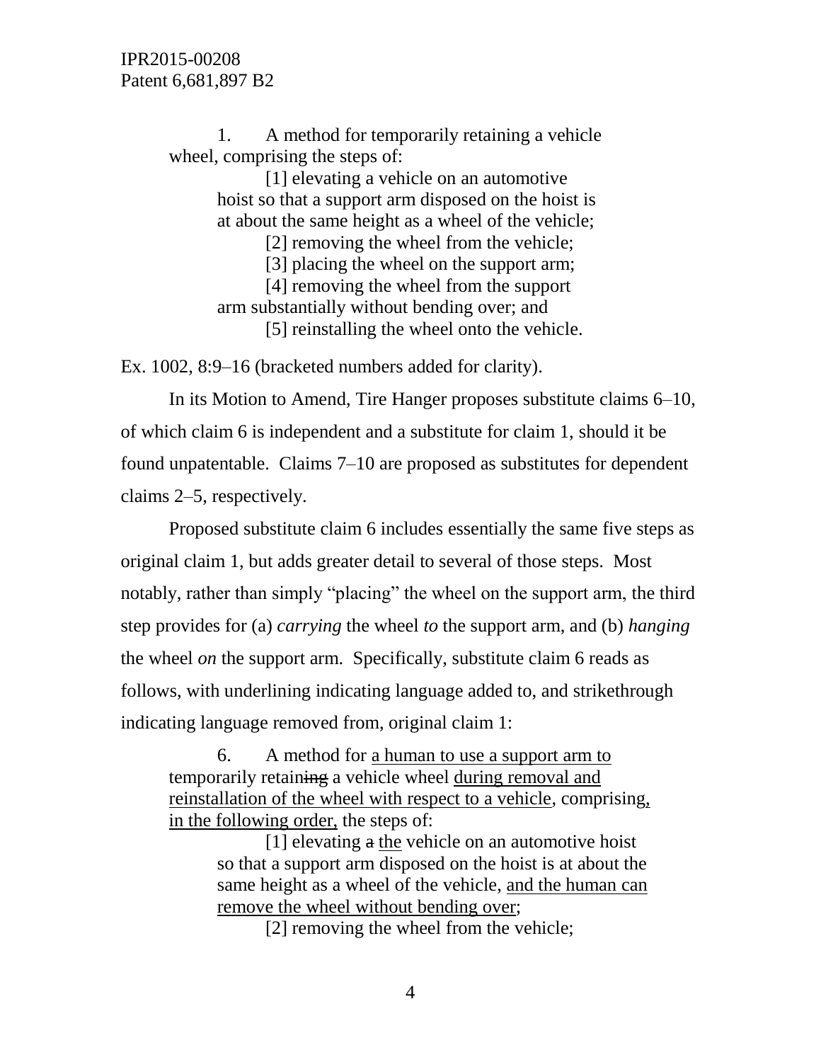1. A method for temporarily retaining a vehicle wheel, comprising the steps of:

[1] elevating a vehicle on an automotive hoist so that a support arm disposed on the hoist is at about the same height as a wheel of the vehicle;

[2] removing the wheel from the vehicle;

[3] placing the wheel on the support arm;

[4] removing the wheel from the support arm substantially without bending over; and

[5] reinstalling the wheel onto the vehicle.

Ex. 1002, 8:9–16 (bracketed numbers added for clarity).

In its Motion to Amend, Tire Hanger proposes substitute claims 6–10, of which claim 6 is independent and a substitute for claim 1, should it be found unpatentable. Claims 7–10 are proposed as substitutes for dependent claims 2–5, respectively.

Proposed substitute claim 6 includes essentially the same five steps as original claim 1, but adds greater detail to several of those steps. Most notably, rather than simply "placing" the wheel on the support arm, the third step provides for (a) *carrying* the wheel *to* the support arm, and (b) *hanging* the wheel *on* the support arm. Specifically, substitute claim 6 reads as follows, with underlining indicating language added to, and strikethrough indicating language removed from, original claim 1:

6. A method for <u>a human to use a support arm to</u> temporarily retain~~ing~~ a vehicle wheel <u>during removal and reinstallation of the wheel with respect to a vehicle</u>, comprising<u>, in the following order,</u> the steps of:

[1] elevating ~~a~~ <u>the</u> vehicle on an automotive hoist so that a support arm disposed on the hoist is at about the same height as a wheel of the vehicle, <u>and the human can remove the wheel without bending over</u>;

[2] removing the wheel from the vehicle;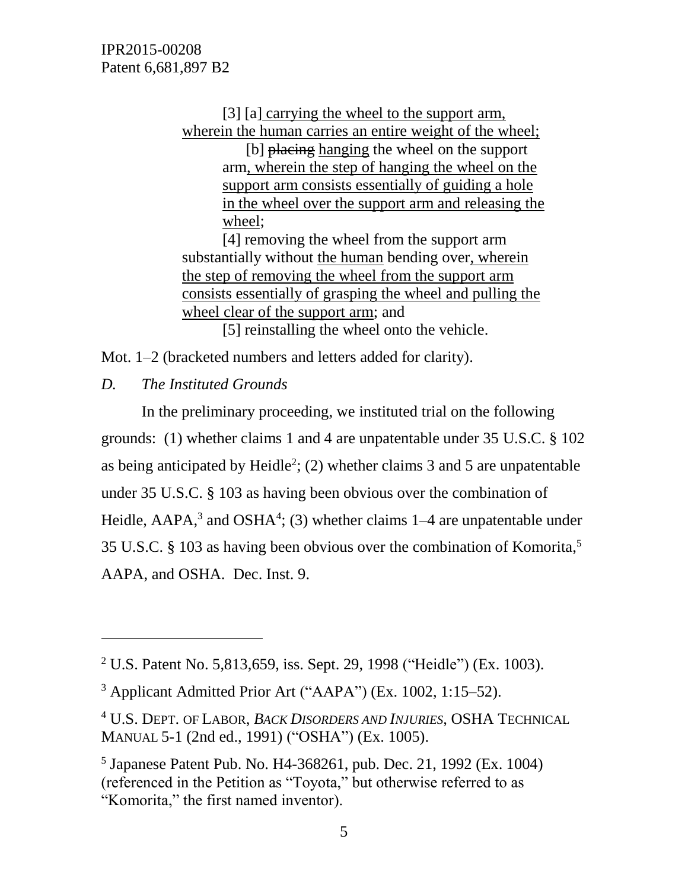> [3] [a] <u>carrying the wheel to the support arm, wherein the human carries an entire weight of the wheel;</u>
>
> > [b] ~~placing~~ <u>hanging</u> the wheel on the support arm<u>, wherein the step of hanging the wheel on the support arm consists essentially of guiding a hole in the wheel over the support arm and releasing the wheel</u>;
>
> [4] removing the wheel from the support arm substantially without <u>the human</u> bending over<u>, wherein the step of removing the wheel from the support arm consists essentially of grasping the wheel and pulling the wheel clear of the support arm</u>; and
>
> [5] reinstalling the wheel onto the vehicle.

Mot. 1–2 (bracketed numbers and letters added for clarity).

*D. The Instituted Grounds*

In the preliminary proceeding, we instituted trial on the following grounds: (1) whether claims 1 and 4 are unpatentable under 35 U.S.C. § 102 as being anticipated by Heidle[2]; (2) whether claims 3 and 5 are unpatentable under 35 U.S.C. § 103 as having been obvious over the combination of Heidle, AAPA,[3] and OSHA[4]; (3) whether claims 1–4 are unpatentable under 35 U.S.C. § 103 as having been obvious over the combination of Komorita,[5] AAPA, and OSHA. Dec. Inst. 9.

---

[2] U.S. Patent No. 5,813,659, iss. Sept. 29, 1998 ("Heidle") (Ex. 1003).

[3] Applicant Admitted Prior Art ("AAPA") (Ex. 1002, 1:15–52).

[4] U.S. DEPT. OF LABOR, *BACK DISORDERS AND INJURIES*, OSHA TECHNICAL MANUAL 5-1 (2nd ed., 1991) ("OSHA") (Ex. 1005).

[5] Japanese Patent Pub. No. H4-368261, pub. Dec. 21, 1992 (Ex. 1004) (referenced in the Petition as "Toyota," but otherwise referred to as "Komorita," the first named inventor).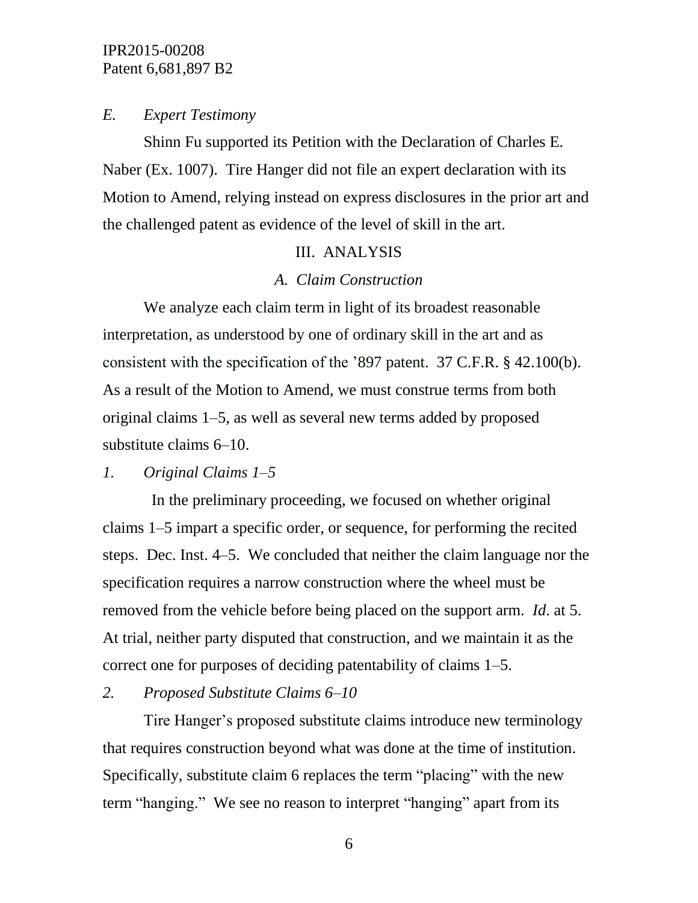*E. Expert Testimony*

Shinn Fu supported its Petition with the Declaration of Charles E. Naber (Ex. 1007). Tire Hanger did not file an expert declaration with its Motion to Amend, relying instead on express disclosures in the prior art and the challenged patent as evidence of the level of skill in the art.

## III. ANALYSIS

### *A. Claim Construction*

We analyze each claim term in light of its broadest reasonable interpretation, as understood by one of ordinary skill in the art and as consistent with the specification of the ’897 patent. 37 C.F.R. § 42.100(b). As a result of the Motion to Amend, we must construe terms from both original claims 1–5, as well as several new terms added by proposed substitute claims 6–10.

*1. Original Claims 1–5*

In the preliminary proceeding, we focused on whether original claims 1–5 impart a specific order, or sequence, for performing the recited steps. Dec. Inst. 4–5. We concluded that neither the claim language nor the specification requires a narrow construction where the wheel must be removed from the vehicle before being placed on the support arm. *Id*. at 5. At trial, neither party disputed that construction, and we maintain it as the correct one for purposes of deciding patentability of claims 1–5.

*2. Proposed Substitute Claims 6–10*

Tire Hanger’s proposed substitute claims introduce new terminology that requires construction beyond what was done at the time of institution. Specifically, substitute claim 6 replaces the term “placing” with the new term “hanging.” We see no reason to interpret “hanging” apart from its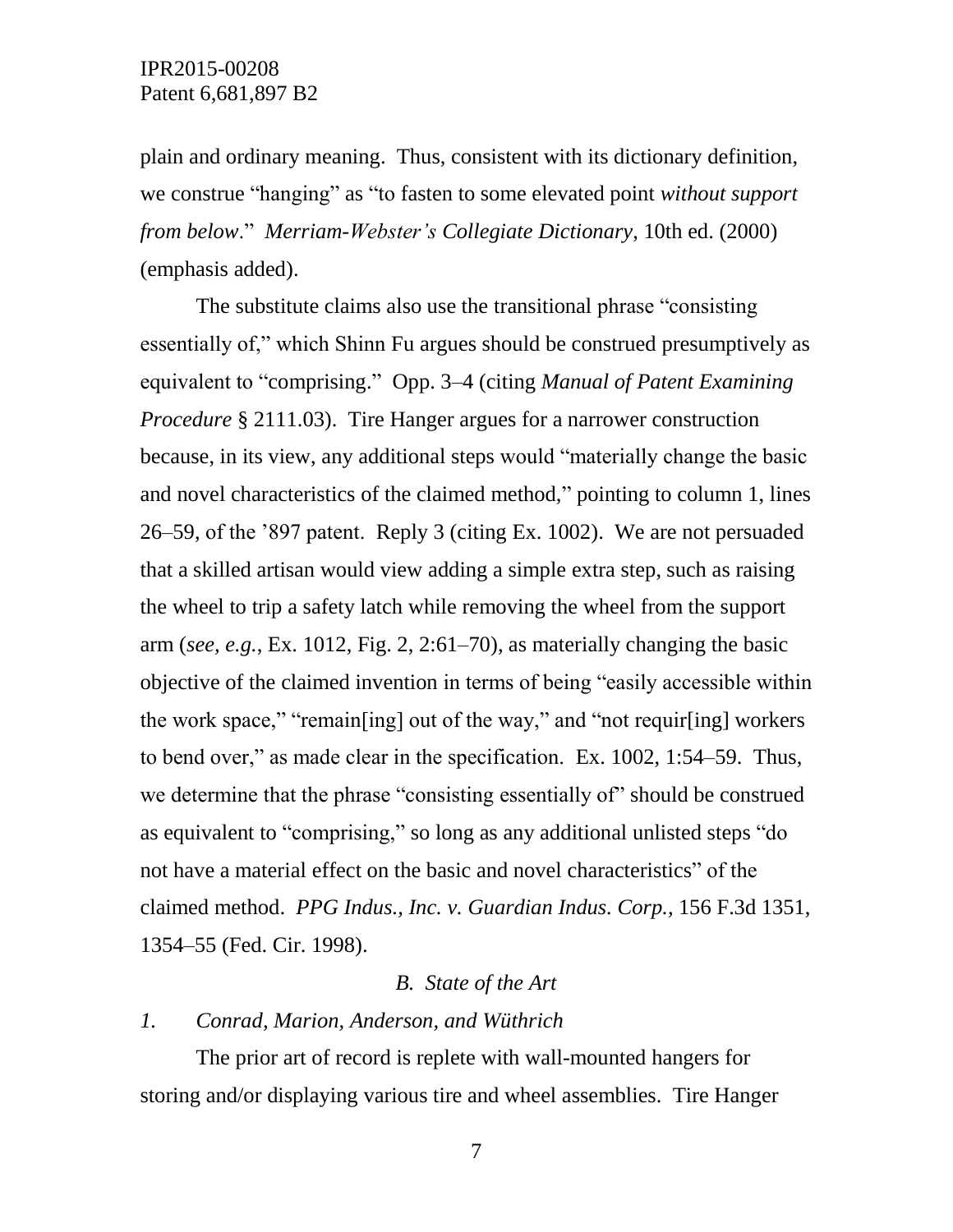plain and ordinary meaning. Thus, consistent with its dictionary definition, we construe "hanging" as "to fasten to some elevated point *without support from below*." *Merriam-Webster's Collegiate Dictionary*, 10th ed. (2000) (emphasis added).

The substitute claims also use the transitional phrase "consisting essentially of," which Shinn Fu argues should be construed presumptively as equivalent to "comprising." Opp. 3–4 (citing *Manual of Patent Examining Procedure* § 2111.03). Tire Hanger argues for a narrower construction because, in its view, any additional steps would "materially change the basic and novel characteristics of the claimed method," pointing to column 1, lines 26–59, of the '897 patent. Reply 3 (citing Ex. 1002). We are not persuaded that a skilled artisan would view adding a simple extra step, such as raising the wheel to trip a safety latch while removing the wheel from the support arm (*see, e.g.*, Ex. 1012, Fig. 2, 2:61–70), as materially changing the basic objective of the claimed invention in terms of being "easily accessible within the work space," "remain[ing] out of the way," and "not requir[ing] workers to bend over," as made clear in the specification. Ex. 1002, 1:54–59. Thus, we determine that the phrase "consisting essentially of" should be construed as equivalent to "comprising," so long as any additional unlisted steps "do not have a material effect on the basic and novel characteristics" of the claimed method. *PPG Indus., Inc. v. Guardian Indus. Corp.,* 156 F.3d 1351, 1354–55 (Fed. Cir. 1998).

### *B. State of the Art*

#### *1. Conrad, Marion, Anderson, and Wüthrich*

The prior art of record is replete with wall-mounted hangers for storing and/or displaying various tire and wheel assemblies. Tire Hanger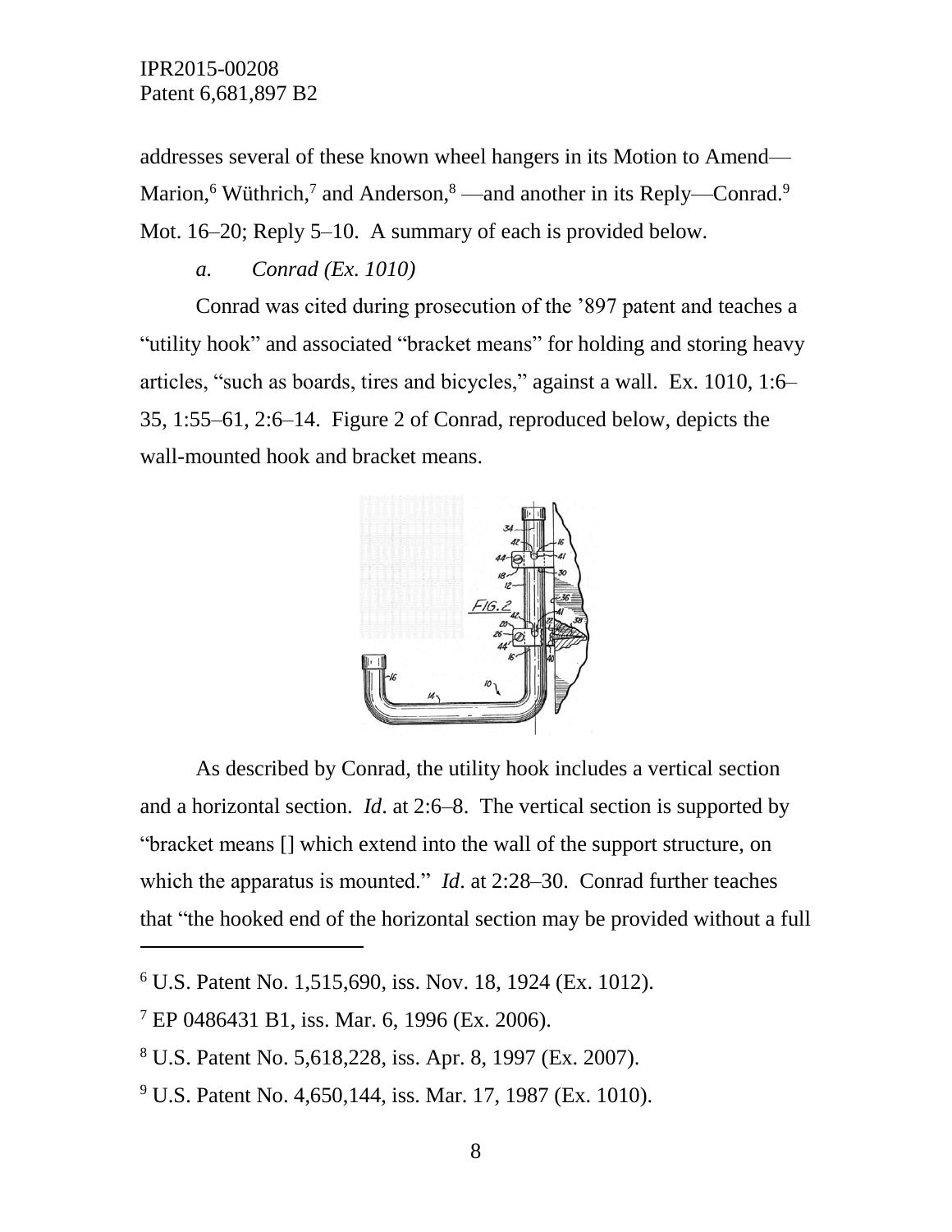addresses several of these known wheel hangers in its Motion to Amend—Marion,[6] Wüthrich,[7] and Anderson,[8] —and another in its Reply—Conrad.[9] Mot. 16–20; Reply 5–10. A summary of each is provided below.

*a. Conrad (Ex. 1010)*

Conrad was cited during prosecution of the '897 patent and teaches a "utility hook" and associated "bracket means" for holding and storing heavy articles, "such as boards, tires and bicycles," against a wall. Ex. 1010, 1:6–35, 1:55–61, 2:6–14. Figure 2 of Conrad, reproduced below, depicts the wall-mounted hook and bracket means.

As described by Conrad, the utility hook includes a vertical section and a horizontal section. *Id*. at 2:6–8. The vertical section is supported by "bracket means [] which extend into the wall of the support structure, on which the apparatus is mounted." *Id*. at 2:28–30. Conrad further teaches that "the hooked end of the horizontal section may be provided without a full

---

[6] U.S. Patent No. 1,515,690, iss. Nov. 18, 1924 (Ex. 1012).

[7] EP 0486431 B1, iss. Mar. 6, 1996 (Ex. 2006).

[8] U.S. Patent No. 5,618,228, iss. Apr. 8, 1997 (Ex. 2007).

[9] U.S. Patent No. 4,650,144, iss. Mar. 17, 1987 (Ex. 1010).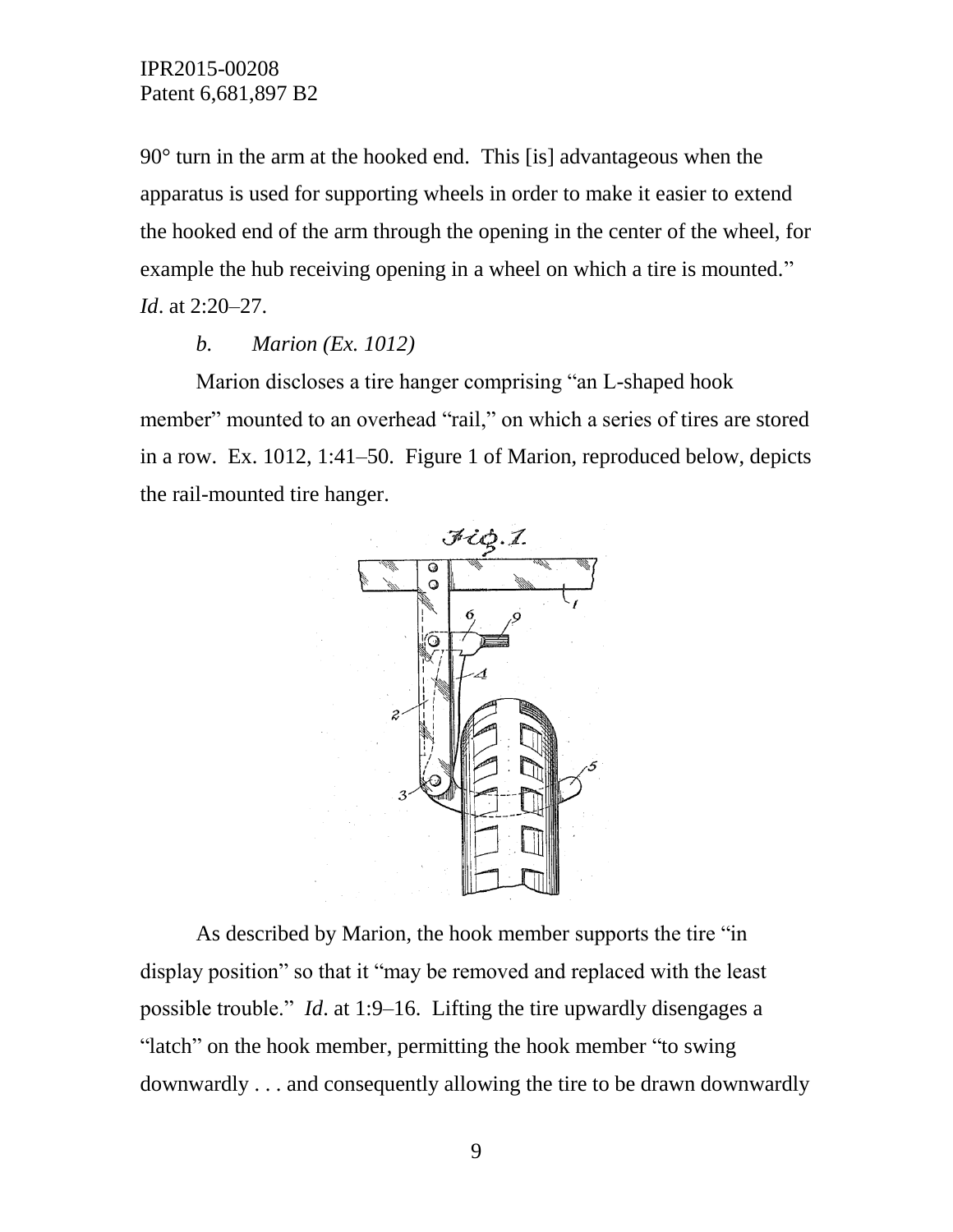90° turn in the arm at the hooked end. This [is] advantageous when the apparatus is used for supporting wheels in order to make it easier to extend the hooked end of the arm through the opening in the center of the wheel, for example the hub receiving opening in a wheel on which a tire is mounted." *Id*. at 2:20–27.

*b. Marion (Ex. 1012)*

Marion discloses a tire hanger comprising "an L-shaped hook member" mounted to an overhead "rail," on which a series of tires are stored in a row. Ex. 1012, 1:41–50. Figure 1 of Marion, reproduced below, depicts the rail-mounted tire hanger.

As described by Marion, the hook member supports the tire "in display position" so that it "may be removed and replaced with the least possible trouble." *Id*. at 1:9–16. Lifting the tire upwardly disengages a "latch" on the hook member, permitting the hook member "to swing downwardly . . . and consequently allowing the tire to be drawn downwardly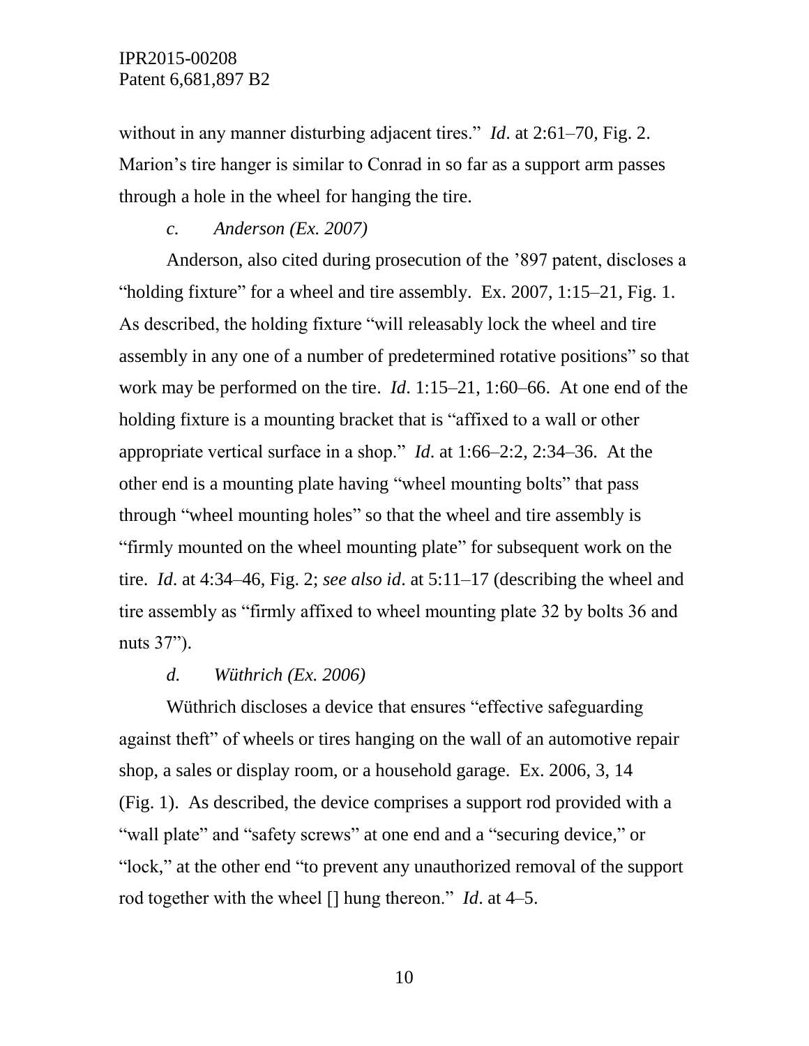without in any manner disturbing adjacent tires." *Id*. at 2:61–70, Fig. 2. Marion's tire hanger is similar to Conrad in so far as a support arm passes through a hole in the wheel for hanging the tire.

*c. Anderson (Ex. 2007)*

Anderson, also cited during prosecution of the '897 patent, discloses a "holding fixture" for a wheel and tire assembly. Ex. 2007, 1:15–21, Fig. 1. As described, the holding fixture "will releasably lock the wheel and tire assembly in any one of a number of predetermined rotative positions" so that work may be performed on the tire. *Id*. 1:15–21, 1:60–66. At one end of the holding fixture is a mounting bracket that is "affixed to a wall or other appropriate vertical surface in a shop." *Id*. at 1:66–2:2, 2:34–36. At the other end is a mounting plate having "wheel mounting bolts" that pass through "wheel mounting holes" so that the wheel and tire assembly is "firmly mounted on the wheel mounting plate" for subsequent work on the tire. *Id*. at 4:34–46, Fig. 2; *see also id*. at 5:11–17 (describing the wheel and tire assembly as "firmly affixed to wheel mounting plate 32 by bolts 36 and nuts 37").

*d. Wüthrich (Ex. 2006)*

Wüthrich discloses a device that ensures "effective safeguarding against theft" of wheels or tires hanging on the wall of an automotive repair shop, a sales or display room, or a household garage. Ex. 2006, 3, 14 (Fig. 1). As described, the device comprises a support rod provided with a "wall plate" and "safety screws" at one end and a "securing device," or "lock," at the other end "to prevent any unauthorized removal of the support rod together with the wheel [] hung thereon." *Id*. at 4–5.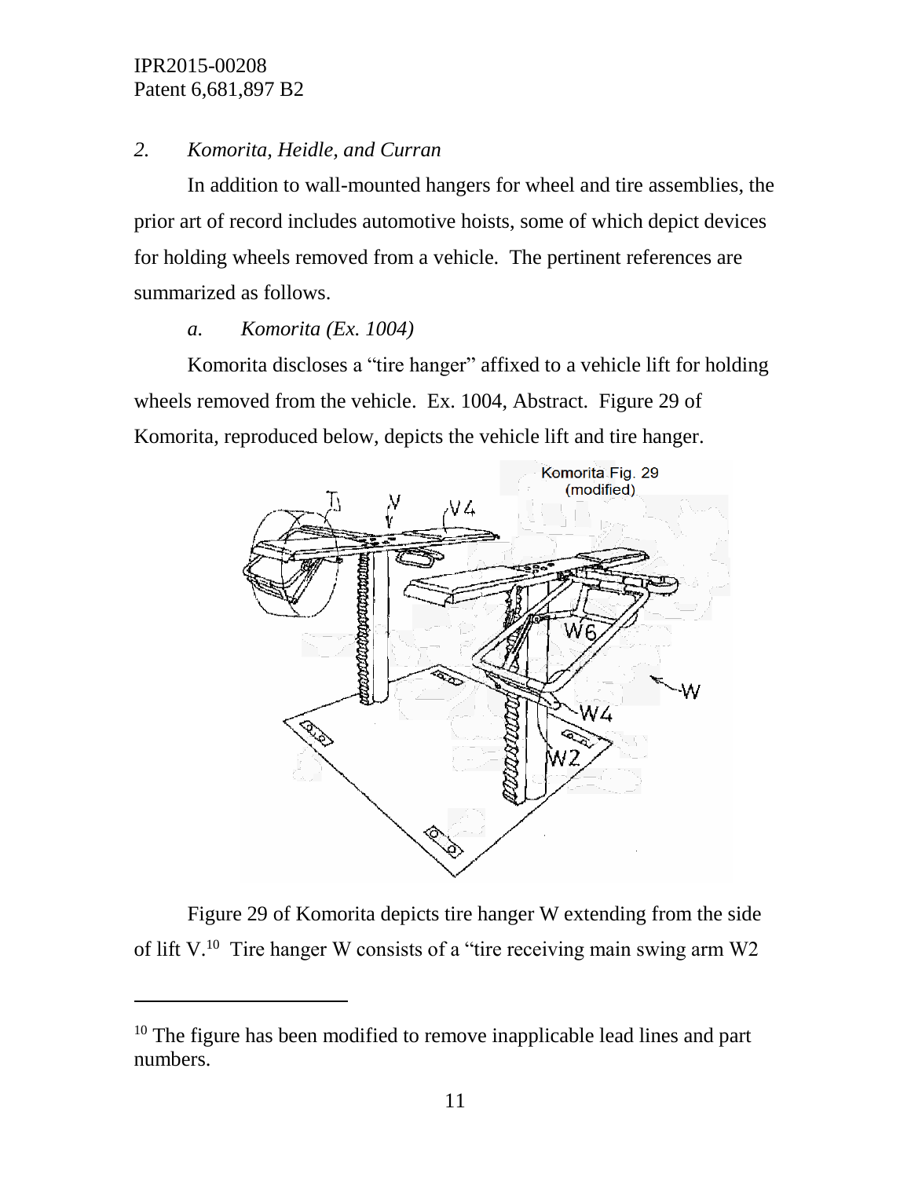## *2. Komorita, Heidle, and Curran*

In addition to wall-mounted hangers for wheel and tire assemblies, the prior art of record includes automotive hoists, some of which depict devices for holding wheels removed from a vehicle. The pertinent references are summarized as follows.

### *a. Komorita (Ex. 1004)*

Komorita discloses a "tire hanger" affixed to a vehicle lift for holding wheels removed from the vehicle. Ex. 1004, Abstract. Figure 29 of Komorita, reproduced below, depicts the vehicle lift and tire hanger.

Figure 29 of Komorita depicts tire hanger W extending from the side of lift V.[10] Tire hanger W consists of a "tire receiving main swing arm W2

---

[10] The figure has been modified to remove inapplicable lead lines and part numbers.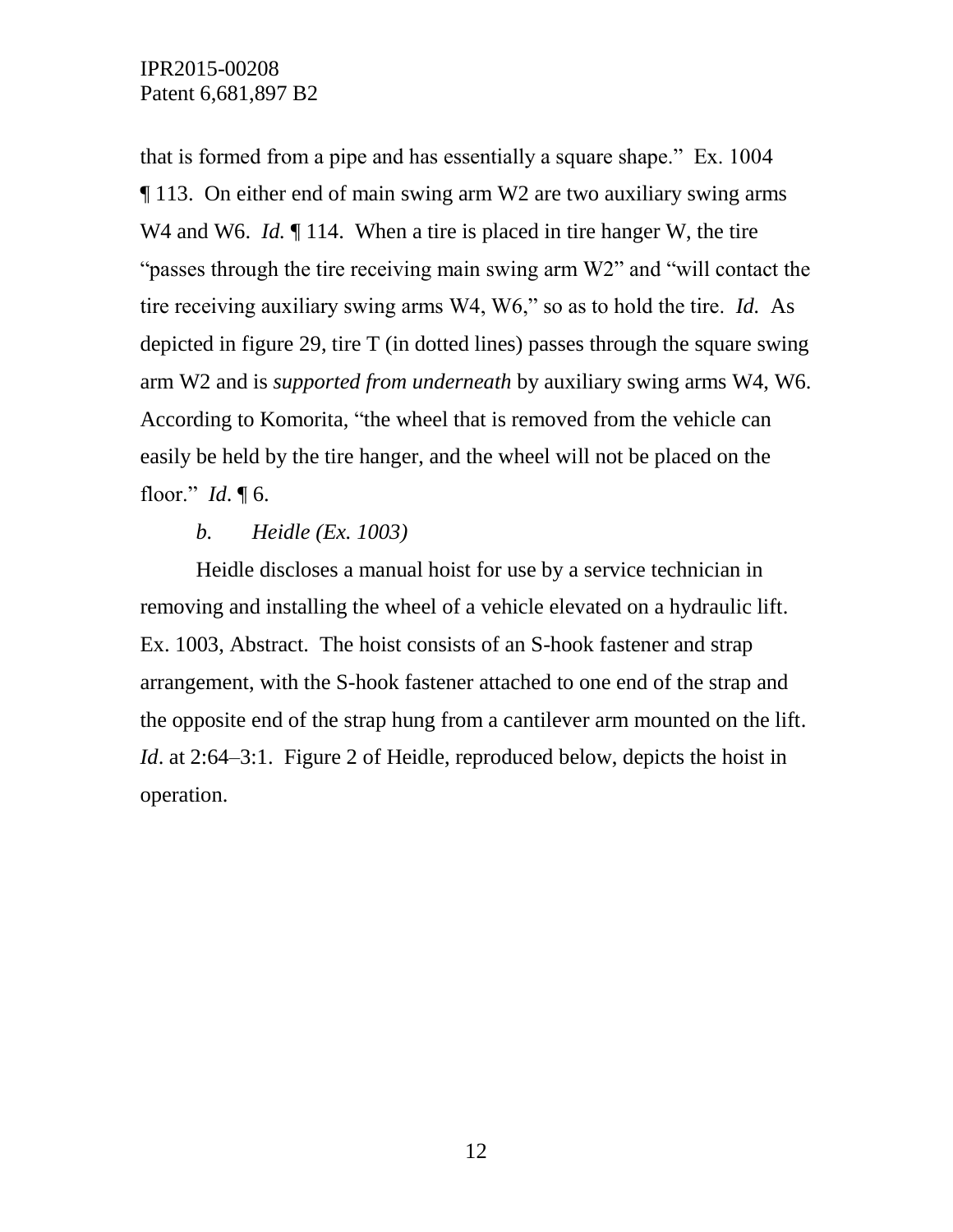that is formed from a pipe and has essentially a square shape." Ex. 1004 ¶ 113. On either end of main swing arm W2 are two auxiliary swing arms W4 and W6. *Id.* ¶ 114. When a tire is placed in tire hanger W, the tire "passes through the tire receiving main swing arm W2" and "will contact the tire receiving auxiliary swing arms W4, W6," so as to hold the tire. *Id.* As depicted in figure 29, tire T (in dotted lines) passes through the square swing arm W2 and is *supported from underneath* by auxiliary swing arms W4, W6. According to Komorita, "the wheel that is removed from the vehicle can easily be held by the tire hanger, and the wheel will not be placed on the floor." *Id.* ¶ 6.

*b. Heidle (Ex. 1003)*

Heidle discloses a manual hoist for use by a service technician in removing and installing the wheel of a vehicle elevated on a hydraulic lift. Ex. 1003, Abstract. The hoist consists of an S-hook fastener and strap arrangement, with the S-hook fastener attached to one end of the strap and the opposite end of the strap hung from a cantilever arm mounted on the lift. *Id*. at 2:64–3:1. Figure 2 of Heidle, reproduced below, depicts the hoist in operation.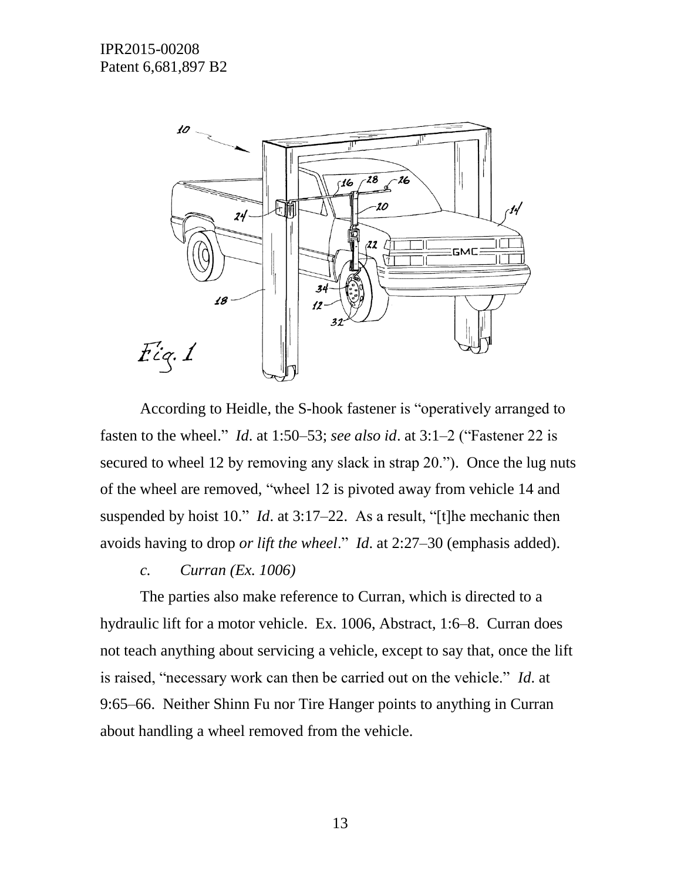According to Heidle, the S-hook fastener is "operatively arranged to fasten to the wheel." *Id*. at 1:50–53; *see also id*. at 3:1–2 ("Fastener 22 is secured to wheel 12 by removing any slack in strap 20."). Once the lug nuts of the wheel are removed, "wheel 12 is pivoted away from vehicle 14 and suspended by hoist 10." *Id*. at 3:17–22. As a result, "[t]he mechanic then avoids having to drop *or lift the wheel*." *Id*. at 2:27–30 (emphasis added).

*c. Curran (Ex. 1006)*

The parties also make reference to Curran, which is directed to a hydraulic lift for a motor vehicle. Ex. 1006, Abstract, 1:6–8. Curran does not teach anything about servicing a vehicle, except to say that, once the lift is raised, "necessary work can then be carried out on the vehicle." *Id*. at 9:65–66. Neither Shinn Fu nor Tire Hanger points to anything in Curran about handling a wheel removed from the vehicle.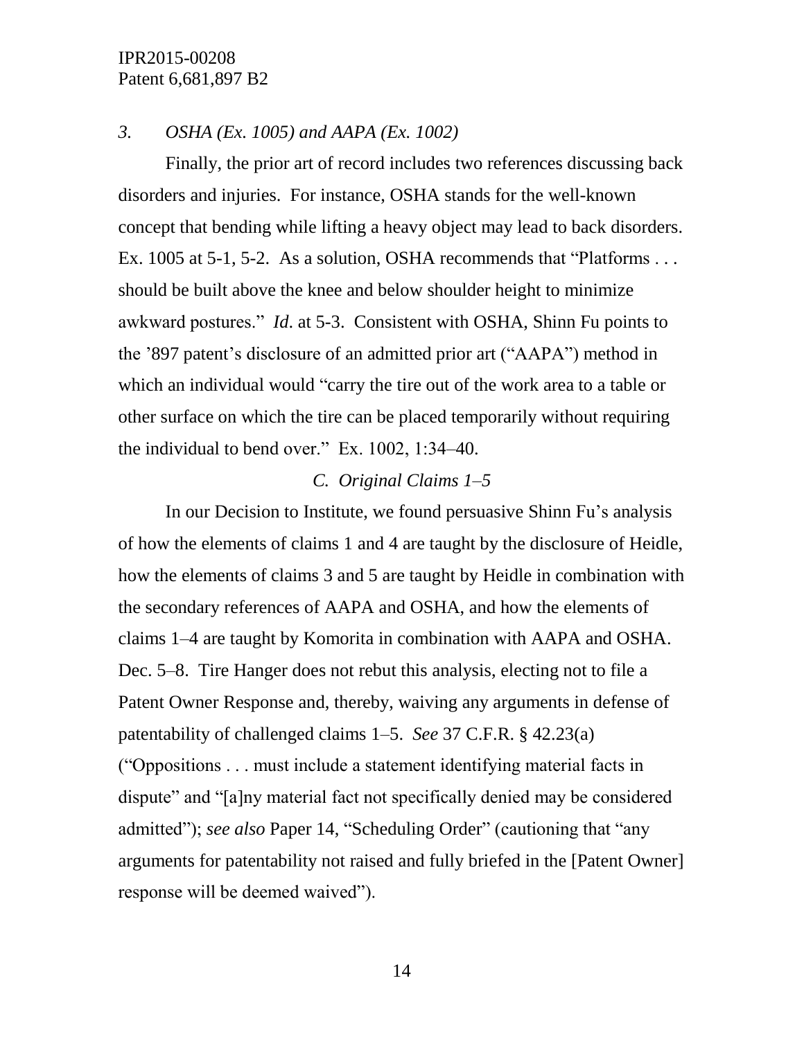### *3. OSHA (Ex. 1005) and AAPA (Ex. 1002)*

Finally, the prior art of record includes two references discussing back disorders and injuries. For instance, OSHA stands for the well-known concept that bending while lifting a heavy object may lead to back disorders. Ex. 1005 at 5-1, 5-2. As a solution, OSHA recommends that "Platforms . . . should be built above the knee and below shoulder height to minimize awkward postures." *Id*. at 5-3. Consistent with OSHA, Shinn Fu points to the '897 patent's disclosure of an admitted prior art ("AAPA") method in which an individual would "carry the tire out of the work area to a table or other surface on which the tire can be placed temporarily without requiring the individual to bend over." Ex. 1002, 1:34–40.

## *C. Original Claims 1–5*

In our Decision to Institute, we found persuasive Shinn Fu's analysis of how the elements of claims 1 and 4 are taught by the disclosure of Heidle, how the elements of claims 3 and 5 are taught by Heidle in combination with the secondary references of AAPA and OSHA, and how the elements of claims 1–4 are taught by Komorita in combination with AAPA and OSHA. Dec. 5–8. Tire Hanger does not rebut this analysis, electing not to file a Patent Owner Response and, thereby, waiving any arguments in defense of patentability of challenged claims 1–5. *See* 37 C.F.R. § 42.23(a) ("Oppositions . . . must include a statement identifying material facts in dispute" and "[a]ny material fact not specifically denied may be considered admitted"); *see also* Paper 14, "Scheduling Order" (cautioning that "any arguments for patentability not raised and fully briefed in the [Patent Owner] response will be deemed waived").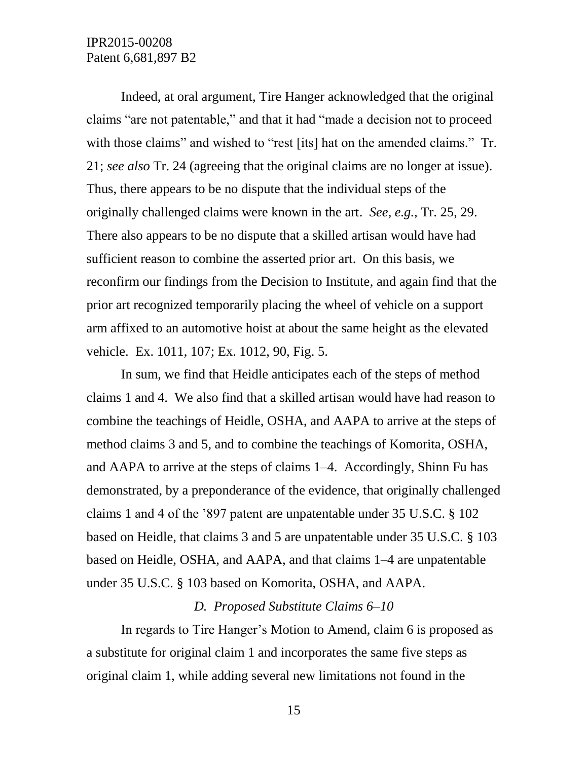Indeed, at oral argument, Tire Hanger acknowledged that the original claims "are not patentable," and that it had "made a decision not to proceed with those claims" and wished to "rest [its] hat on the amended claims." Tr. 21; *see also* Tr. 24 (agreeing that the original claims are no longer at issue). Thus, there appears to be no dispute that the individual steps of the originally challenged claims were known in the art. *See, e.g.*, Tr. 25, 29. There also appears to be no dispute that a skilled artisan would have had sufficient reason to combine the asserted prior art. On this basis, we reconfirm our findings from the Decision to Institute, and again find that the prior art recognized temporarily placing the wheel of vehicle on a support arm affixed to an automotive hoist at about the same height as the elevated vehicle. Ex. 1011, 107; Ex. 1012, 90, Fig. 5.

In sum, we find that Heidle anticipates each of the steps of method claims 1 and 4. We also find that a skilled artisan would have had reason to combine the teachings of Heidle, OSHA, and AAPA to arrive at the steps of method claims 3 and 5, and to combine the teachings of Komorita, OSHA, and AAPA to arrive at the steps of claims 1–4. Accordingly, Shinn Fu has demonstrated, by a preponderance of the evidence, that originally challenged claims 1 and 4 of the '897 patent are unpatentable under 35 U.S.C. § 102 based on Heidle, that claims 3 and 5 are unpatentable under 35 U.S.C. § 103 based on Heidle, OSHA, and AAPA, and that claims 1–4 are unpatentable under 35 U.S.C. § 103 based on Komorita, OSHA, and AAPA.

### *D. Proposed Substitute Claims 6–10*

In regards to Tire Hanger's Motion to Amend, claim 6 is proposed as a substitute for original claim 1 and incorporates the same five steps as original claim 1, while adding several new limitations not found in the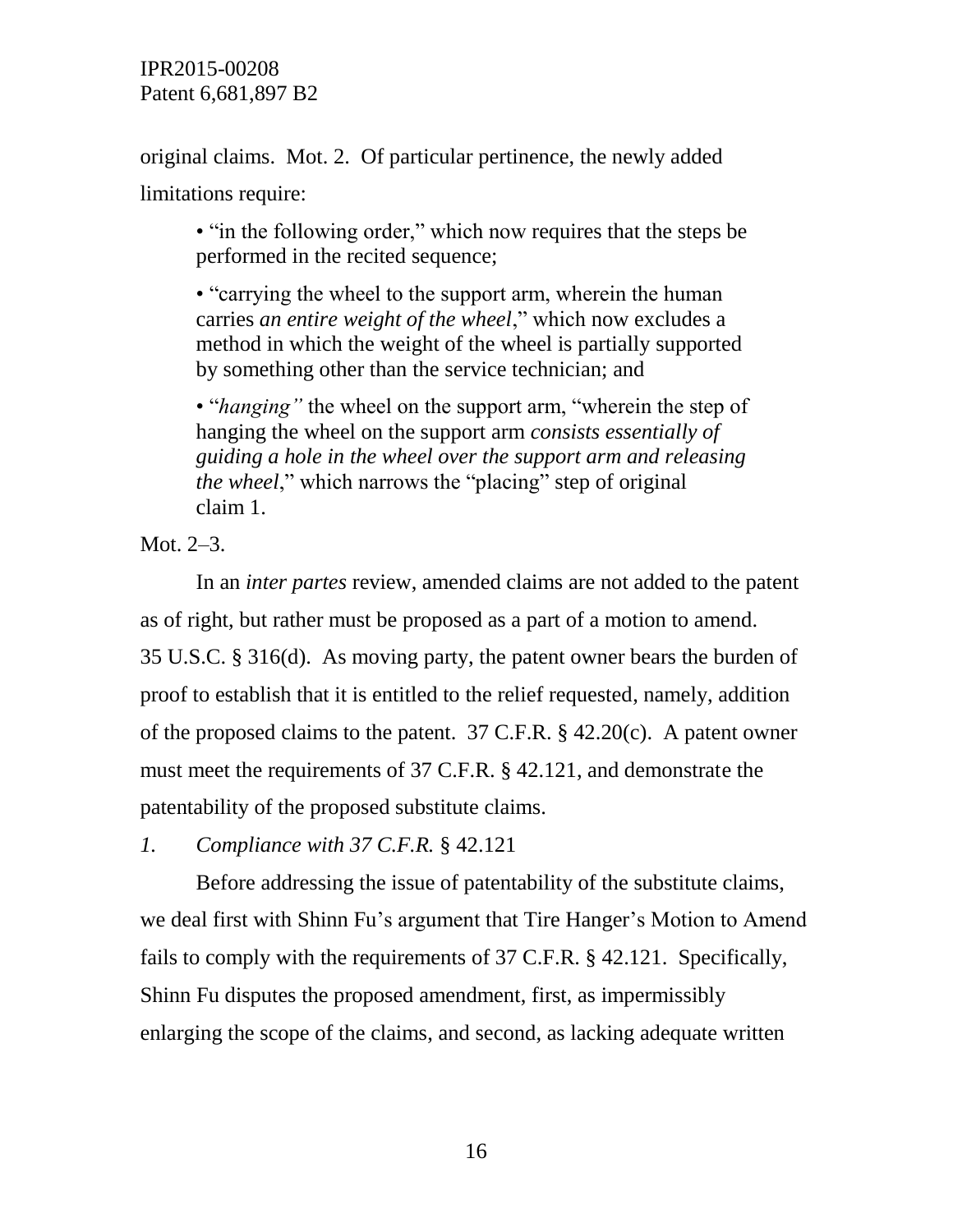original claims. Mot. 2. Of particular pertinence, the newly added limitations require:

> • "in the following order," which now requires that the steps be performed in the recited sequence;
>
> • "carrying the wheel to the support arm, wherein the human carries *an entire weight of the wheel*," which now excludes a method in which the weight of the wheel is partially supported by something other than the service technician; and
>
> • "*hanging"* the wheel on the support arm, "wherein the step of hanging the wheel on the support arm *consists essentially of guiding a hole in the wheel over the support arm and releasing the wheel*," which narrows the "placing" step of original claim 1.

Mot. 2–3.

In an *inter partes* review, amended claims are not added to the patent as of right, but rather must be proposed as a part of a motion to amend. 35 U.S.C. § 316(d). As moving party, the patent owner bears the burden of proof to establish that it is entitled to the relief requested, namely, addition of the proposed claims to the patent. 37 C.F.R. § 42.20(c). A patent owner must meet the requirements of 37 C.F.R. § 42.121, and demonstrate the patentability of the proposed substitute claims.

*1. Compliance with 37 C.F.R.* § 42.121

Before addressing the issue of patentability of the substitute claims, we deal first with Shinn Fu's argument that Tire Hanger's Motion to Amend fails to comply with the requirements of 37 C.F.R. § 42.121. Specifically, Shinn Fu disputes the proposed amendment, first, as impermissibly enlarging the scope of the claims, and second, as lacking adequate written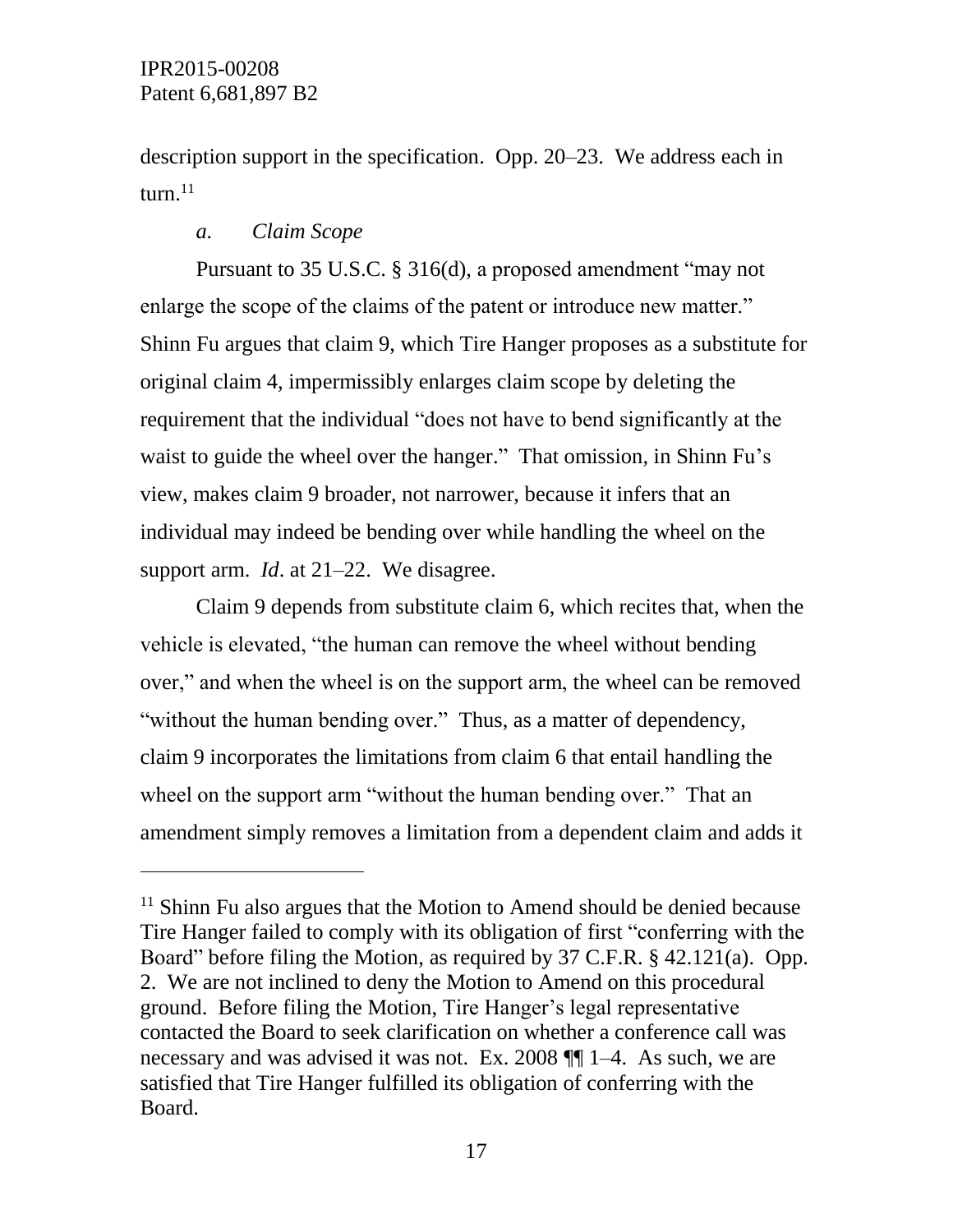description support in the specification. Opp. 20–23. We address each in turn.[11]

*a. Claim Scope*

Pursuant to 35 U.S.C. § 316(d), a proposed amendment "may not enlarge the scope of the claims of the patent or introduce new matter." Shinn Fu argues that claim 9, which Tire Hanger proposes as a substitute for original claim 4, impermissibly enlarges claim scope by deleting the requirement that the individual "does not have to bend significantly at the waist to guide the wheel over the hanger." That omission, in Shinn Fu's view, makes claim 9 broader, not narrower, because it infers that an individual may indeed be bending over while handling the wheel on the support arm. *Id*. at 21–22. We disagree.

Claim 9 depends from substitute claim 6, which recites that, when the vehicle is elevated, "the human can remove the wheel without bending over," and when the wheel is on the support arm, the wheel can be removed "without the human bending over." Thus, as a matter of dependency, claim 9 incorporates the limitations from claim 6 that entail handling the wheel on the support arm "without the human bending over." That an amendment simply removes a limitation from a dependent claim and adds it

---

[11] Shinn Fu also argues that the Motion to Amend should be denied because Tire Hanger failed to comply with its obligation of first "conferring with the Board" before filing the Motion, as required by 37 C.F.R. § 42.121(a). Opp. 2. We are not inclined to deny the Motion to Amend on this procedural ground. Before filing the Motion, Tire Hanger's legal representative contacted the Board to seek clarification on whether a conference call was necessary and was advised it was not. Ex. 2008 ¶¶ 1–4. As such, we are satisfied that Tire Hanger fulfilled its obligation of conferring with the Board.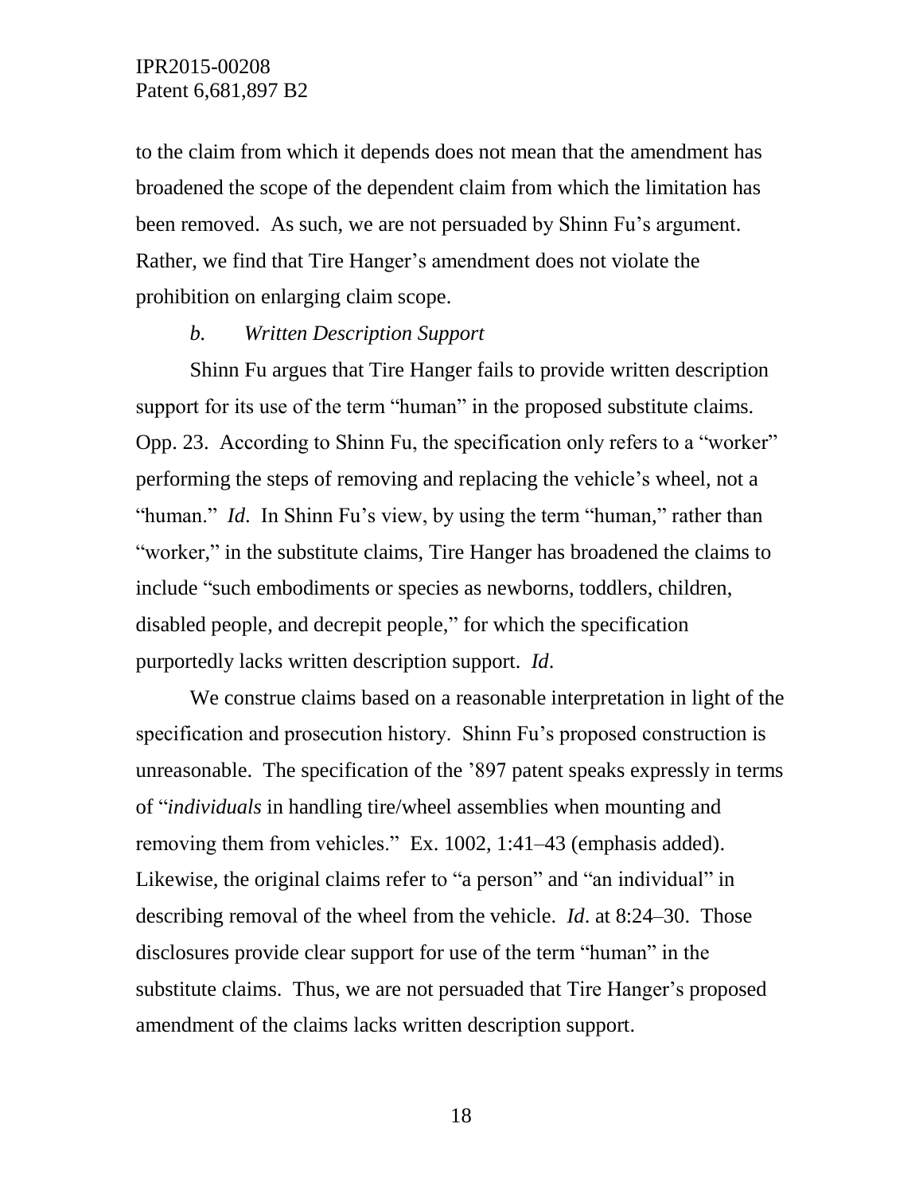to the claim from which it depends does not mean that the amendment has broadened the scope of the dependent claim from which the limitation has been removed. As such, we are not persuaded by Shinn Fu's argument. Rather, we find that Tire Hanger's amendment does not violate the prohibition on enlarging claim scope.

*b. Written Description Support*

Shinn Fu argues that Tire Hanger fails to provide written description support for its use of the term "human" in the proposed substitute claims. Opp. 23. According to Shinn Fu, the specification only refers to a "worker" performing the steps of removing and replacing the vehicle's wheel, not a "human." *Id*. In Shinn Fu's view, by using the term "human," rather than "worker," in the substitute claims, Tire Hanger has broadened the claims to include "such embodiments or species as newborns, toddlers, children, disabled people, and decrepit people," for which the specification purportedly lacks written description support. *Id*.

We construe claims based on a reasonable interpretation in light of the specification and prosecution history. Shinn Fu's proposed construction is unreasonable. The specification of the '897 patent speaks expressly in terms of "*individuals* in handling tire/wheel assemblies when mounting and removing them from vehicles." Ex. 1002, 1:41–43 (emphasis added). Likewise, the original claims refer to "a person" and "an individual" in describing removal of the wheel from the vehicle. *Id*. at 8:24–30. Those disclosures provide clear support for use of the term "human" in the substitute claims. Thus, we are not persuaded that Tire Hanger's proposed amendment of the claims lacks written description support.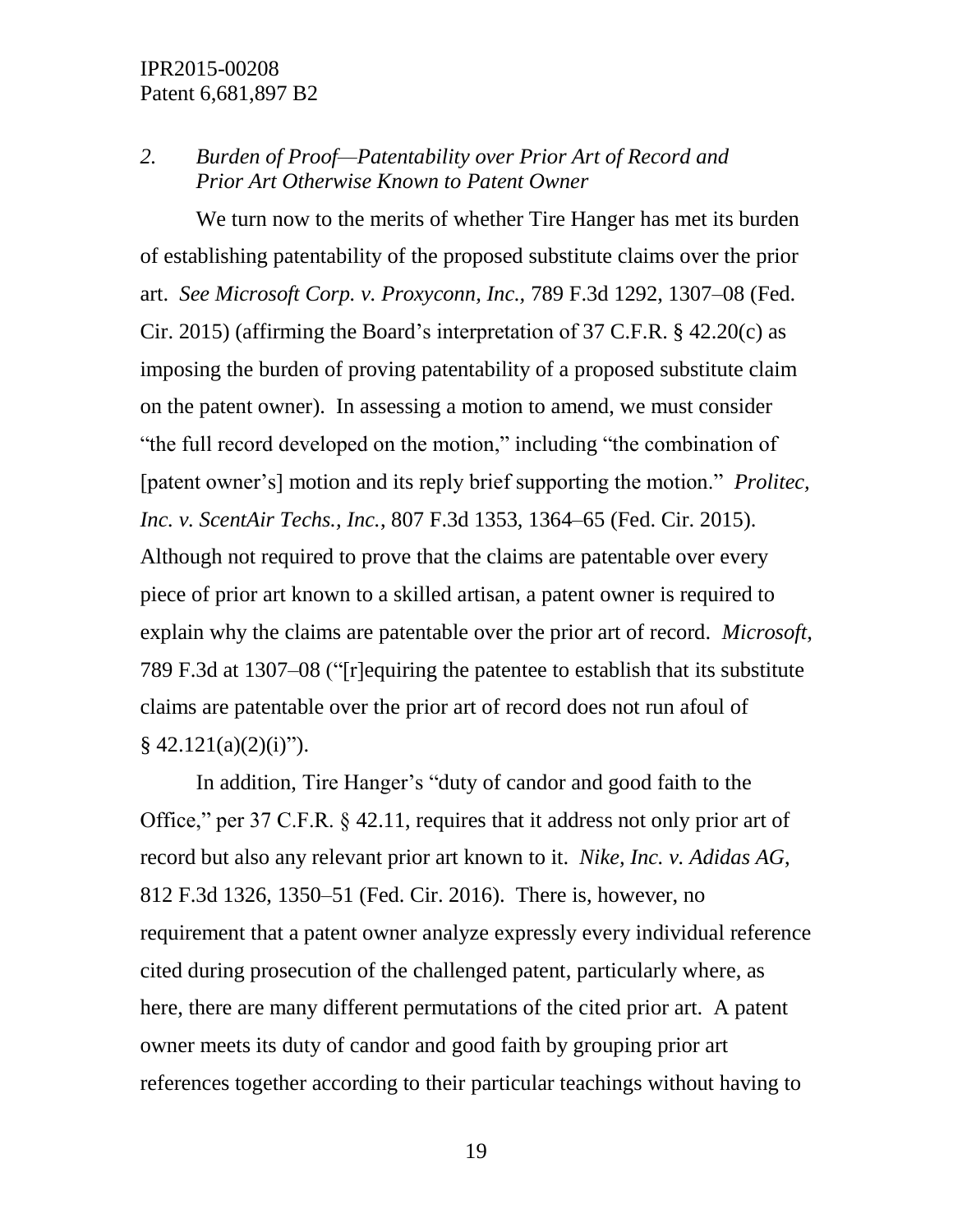*2. Burden of Proof—Patentability over Prior Art of Record and Prior Art Otherwise Known to Patent Owner*

We turn now to the merits of whether Tire Hanger has met its burden of establishing patentability of the proposed substitute claims over the prior art. *See Microsoft Corp. v. Proxyconn, Inc.,* 789 F.3d 1292, 1307–08 (Fed. Cir. 2015) (affirming the Board's interpretation of 37 C.F.R. § 42.20(c) as imposing the burden of proving patentability of a proposed substitute claim on the patent owner). In assessing a motion to amend, we must consider "the full record developed on the motion," including "the combination of [patent owner's] motion and its reply brief supporting the motion." *Prolitec, Inc. v. ScentAir Techs., Inc.*, 807 F.3d 1353, 1364–65 (Fed. Cir. 2015). Although not required to prove that the claims are patentable over every piece of prior art known to a skilled artisan, a patent owner is required to explain why the claims are patentable over the prior art of record. *Microsoft*, 789 F.3d at 1307–08 ("[r]equiring the patentee to establish that its substitute claims are patentable over the prior art of record does not run afoul of § 42.121(a)(2)(i)").

In addition, Tire Hanger's "duty of candor and good faith to the Office," per 37 C.F.R. § 42.11, requires that it address not only prior art of record but also any relevant prior art known to it. *Nike, Inc. v. Adidas AG*, 812 F.3d 1326, 1350–51 (Fed. Cir. 2016). There is, however, no requirement that a patent owner analyze expressly every individual reference cited during prosecution of the challenged patent, particularly where, as here, there are many different permutations of the cited prior art. A patent owner meets its duty of candor and good faith by grouping prior art references together according to their particular teachings without having to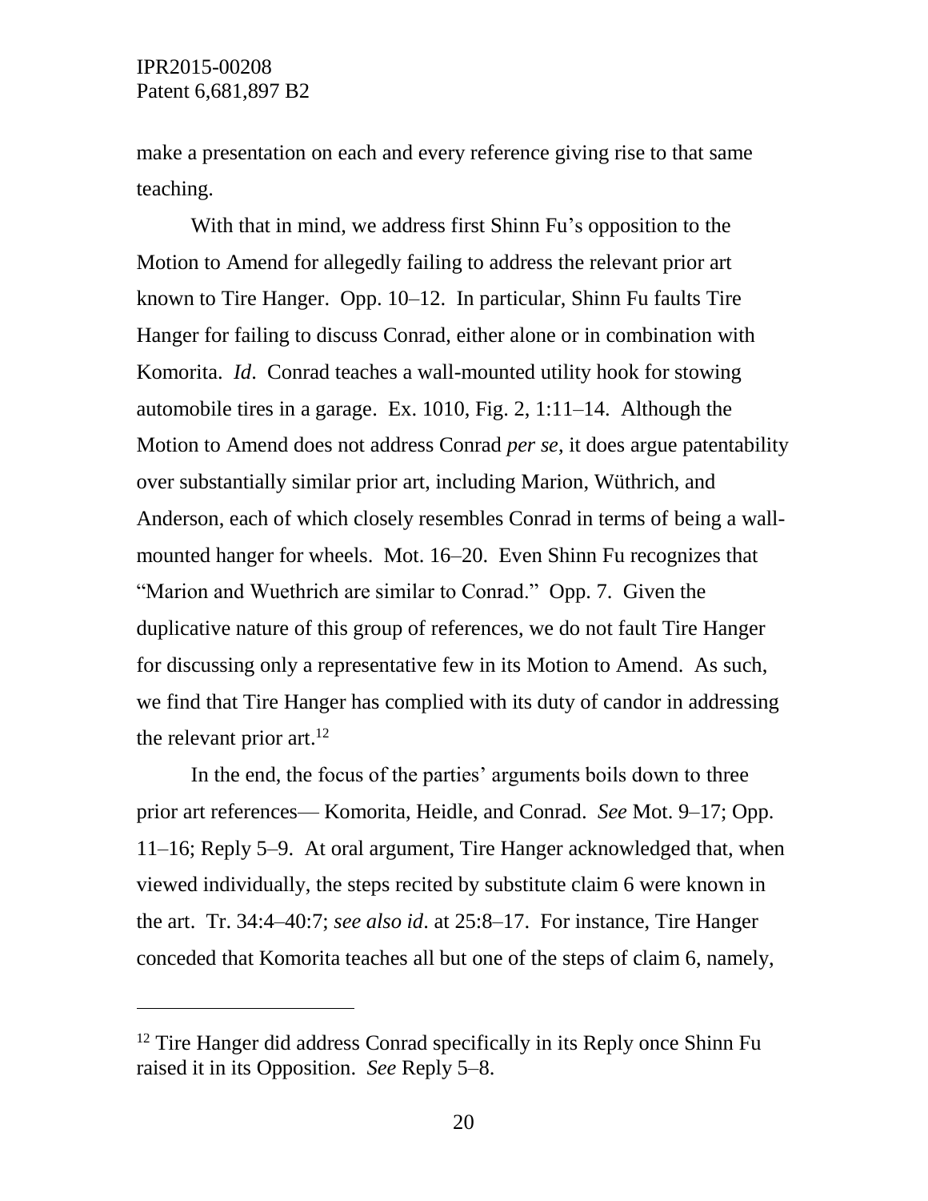make a presentation on each and every reference giving rise to that same teaching.

With that in mind, we address first Shinn Fu's opposition to the Motion to Amend for allegedly failing to address the relevant prior art known to Tire Hanger. Opp. 10–12. In particular, Shinn Fu faults Tire Hanger for failing to discuss Conrad, either alone or in combination with Komorita. *Id*. Conrad teaches a wall-mounted utility hook for stowing automobile tires in a garage. Ex. 1010, Fig. 2, 1:11–14. Although the Motion to Amend does not address Conrad *per se*, it does argue patentability over substantially similar prior art, including Marion, Wüthrich, and Anderson, each of which closely resembles Conrad in terms of being a wall-mounted hanger for wheels. Mot. 16–20. Even Shinn Fu recognizes that "Marion and Wuethrich are similar to Conrad." Opp. 7. Given the duplicative nature of this group of references, we do not fault Tire Hanger for discussing only a representative few in its Motion to Amend. As such, we find that Tire Hanger has complied with its duty of candor in addressing the relevant prior art.[12]

In the end, the focus of the parties' arguments boils down to three prior art references— Komorita, Heidle, and Conrad. *See* Mot. 9–17; Opp. 11–16; Reply 5–9. At oral argument, Tire Hanger acknowledged that, when viewed individually, the steps recited by substitute claim 6 were known in the art. Tr. 34:4–40:7; *see also id*. at 25:8–17. For instance, Tire Hanger conceded that Komorita teaches all but one of the steps of claim 6, namely,

---

[12] Tire Hanger did address Conrad specifically in its Reply once Shinn Fu raised it in its Opposition. *See* Reply 5–8.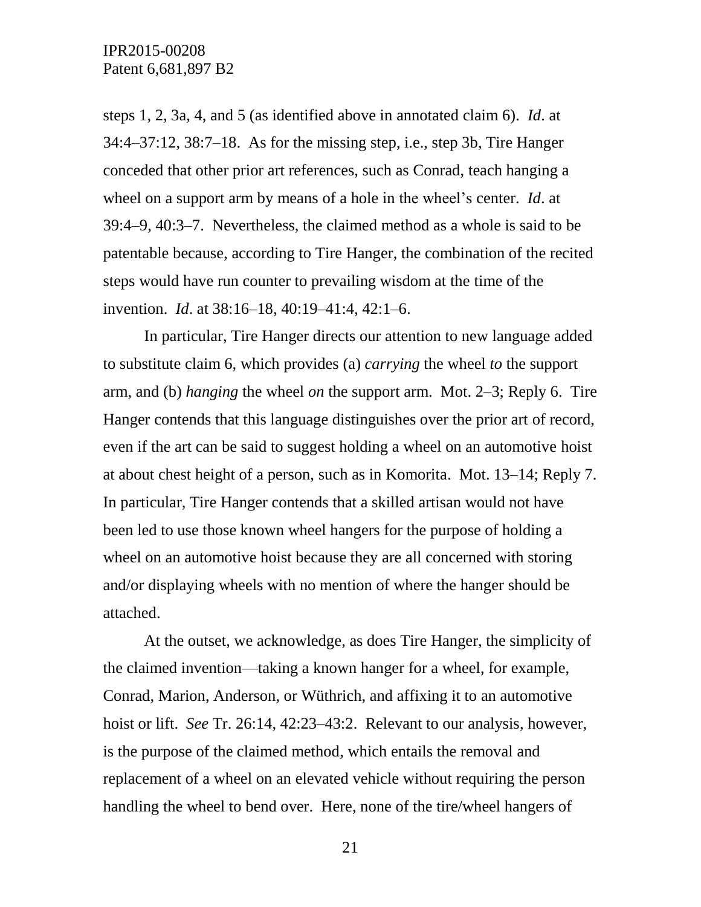steps 1, 2, 3a, 4, and 5 (as identified above in annotated claim 6). *Id*. at 34:4–37:12, 38:7–18. As for the missing step, i.e., step 3b, Tire Hanger conceded that other prior art references, such as Conrad, teach hanging a wheel on a support arm by means of a hole in the wheel's center. *Id*. at 39:4–9, 40:3–7. Nevertheless, the claimed method as a whole is said to be patentable because, according to Tire Hanger, the combination of the recited steps would have run counter to prevailing wisdom at the time of the invention. *Id*. at 38:16–18, 40:19–41:4, 42:1–6.

In particular, Tire Hanger directs our attention to new language added to substitute claim 6, which provides (a) *carrying* the wheel *to* the support arm, and (b) *hanging* the wheel *on* the support arm. Mot. 2–3; Reply 6. Tire Hanger contends that this language distinguishes over the prior art of record, even if the art can be said to suggest holding a wheel on an automotive hoist at about chest height of a person, such as in Komorita. Mot. 13–14; Reply 7. In particular, Tire Hanger contends that a skilled artisan would not have been led to use those known wheel hangers for the purpose of holding a wheel on an automotive hoist because they are all concerned with storing and/or displaying wheels with no mention of where the hanger should be attached.

At the outset, we acknowledge, as does Tire Hanger, the simplicity of the claimed invention—taking a known hanger for a wheel, for example, Conrad, Marion, Anderson, or Wüthrich, and affixing it to an automotive hoist or lift. *See* Tr. 26:14, 42:23–43:2. Relevant to our analysis, however, is the purpose of the claimed method, which entails the removal and replacement of a wheel on an elevated vehicle without requiring the person handling the wheel to bend over. Here, none of the tire/wheel hangers of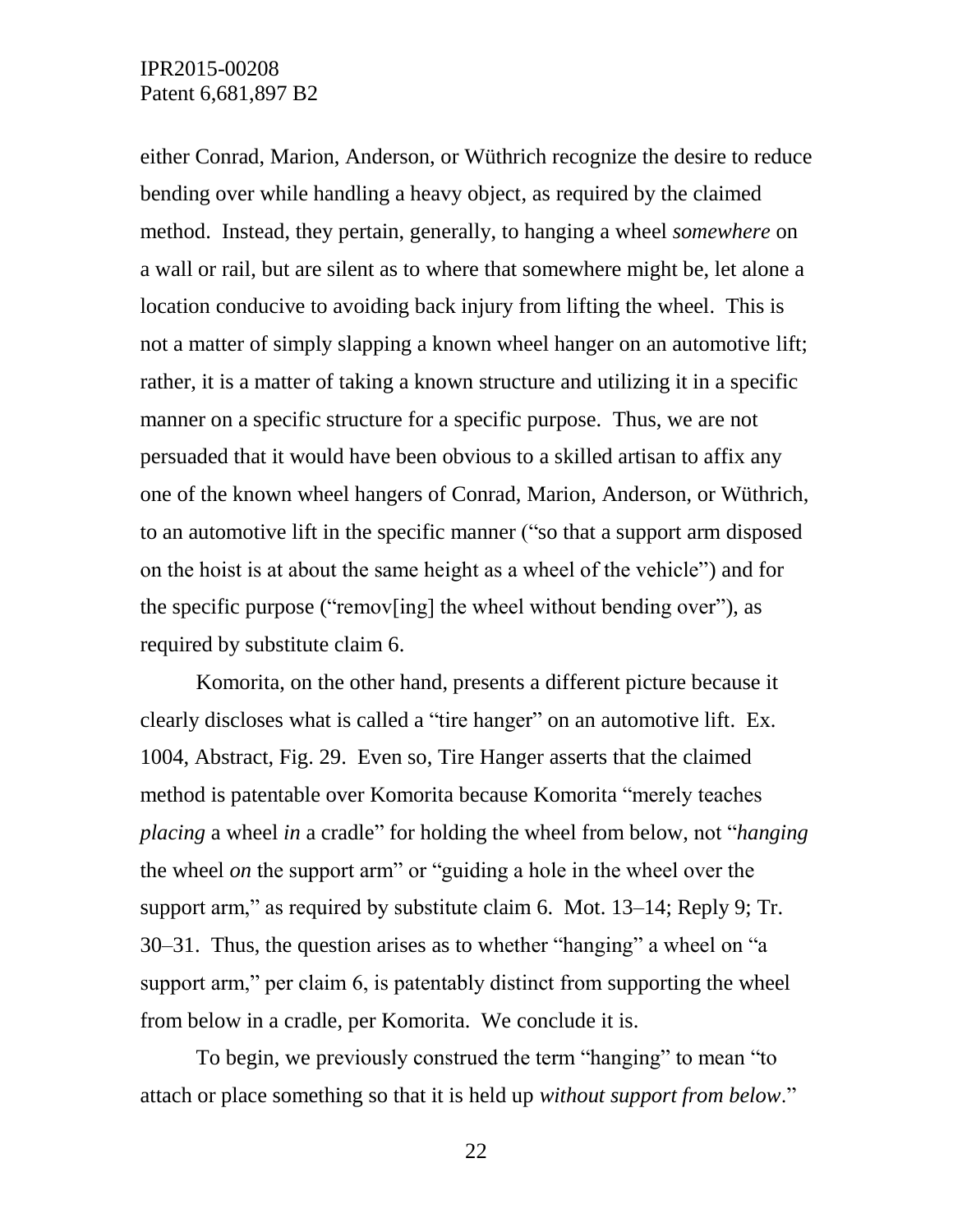either Conrad, Marion, Anderson, or Wüthrich recognize the desire to reduce bending over while handling a heavy object, as required by the claimed method. Instead, they pertain, generally, to hanging a wheel *somewhere* on a wall or rail, but are silent as to where that somewhere might be, let alone a location conducive to avoiding back injury from lifting the wheel. This is not a matter of simply slapping a known wheel hanger on an automotive lift; rather, it is a matter of taking a known structure and utilizing it in a specific manner on a specific structure for a specific purpose. Thus, we are not persuaded that it would have been obvious to a skilled artisan to affix any one of the known wheel hangers of Conrad, Marion, Anderson, or Wüthrich, to an automotive lift in the specific manner ("so that a support arm disposed on the hoist is at about the same height as a wheel of the vehicle") and for the specific purpose ("remov[ing] the wheel without bending over"), as required by substitute claim 6.

Komorita, on the other hand, presents a different picture because it clearly discloses what is called a "tire hanger" on an automotive lift. Ex. 1004, Abstract, Fig. 29. Even so, Tire Hanger asserts that the claimed method is patentable over Komorita because Komorita "merely teaches *placing* a wheel *in* a cradle" for holding the wheel from below, not "*hanging* the wheel *on* the support arm" or "guiding a hole in the wheel over the support arm," as required by substitute claim 6. Mot. 13–14; Reply 9; Tr. 30–31. Thus, the question arises as to whether "hanging" a wheel on "a support arm," per claim 6, is patentably distinct from supporting the wheel from below in a cradle, per Komorita. We conclude it is.

To begin, we previously construed the term "hanging" to mean "to attach or place something so that it is held up *without support from below*."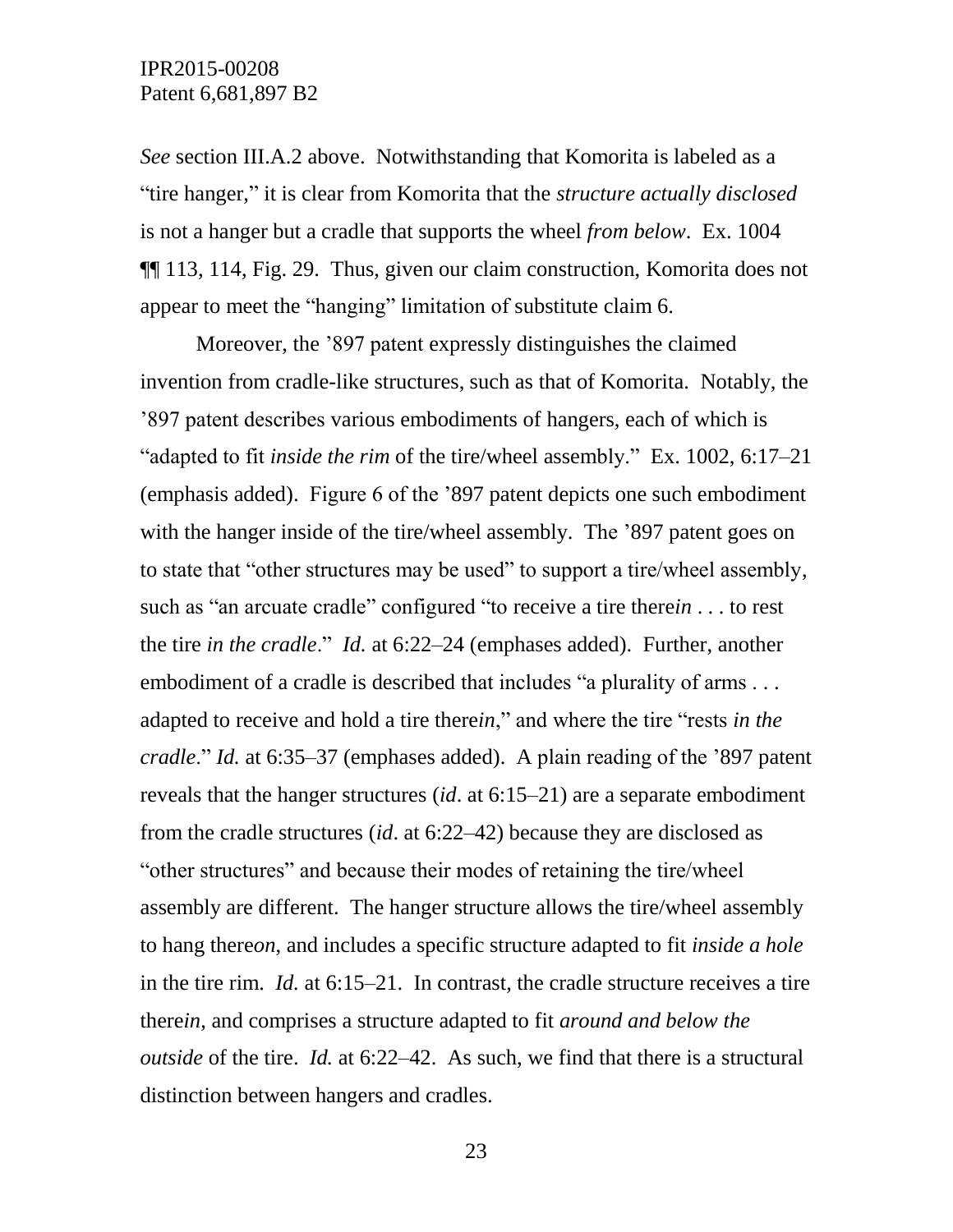*See* section III.A.2 above. Notwithstanding that Komorita is labeled as a "tire hanger," it is clear from Komorita that the *structure actually disclosed* is not a hanger but a cradle that supports the wheel *from below*. Ex. 1004 ¶¶ 113, 114, Fig. 29. Thus, given our claim construction, Komorita does not appear to meet the "hanging" limitation of substitute claim 6.

Moreover, the '897 patent expressly distinguishes the claimed invention from cradle-like structures, such as that of Komorita. Notably, the '897 patent describes various embodiments of hangers, each of which is "adapted to fit *inside the rim* of the tire/wheel assembly." Ex. 1002, 6:17–21 (emphasis added). Figure 6 of the '897 patent depicts one such embodiment with the hanger inside of the tire/wheel assembly. The '897 patent goes on to state that "other structures may be used" to support a tire/wheel assembly, such as "an arcuate cradle" configured "to receive a tire there*in* . . . to rest the tire *in the cradle*." *Id.* at 6:22–24 (emphases added). Further, another embodiment of a cradle is described that includes "a plurality of arms . . . adapted to receive and hold a tire there*in*," and where the tire "rests *in the cradle*." *Id.* at 6:35–37 (emphases added). A plain reading of the '897 patent reveals that the hanger structures (*id*. at 6:15–21) are a separate embodiment from the cradle structures (*id*. at 6:22–42) because they are disclosed as "other structures" and because their modes of retaining the tire/wheel assembly are different. The hanger structure allows the tire/wheel assembly to hang there*on*, and includes a specific structure adapted to fit *inside a hole* in the tire rim. *Id.* at 6:15–21. In contrast, the cradle structure receives a tire there*in*, and comprises a structure adapted to fit *around and below the outside* of the tire. *Id.* at 6:22–42. As such, we find that there is a structural distinction between hangers and cradles.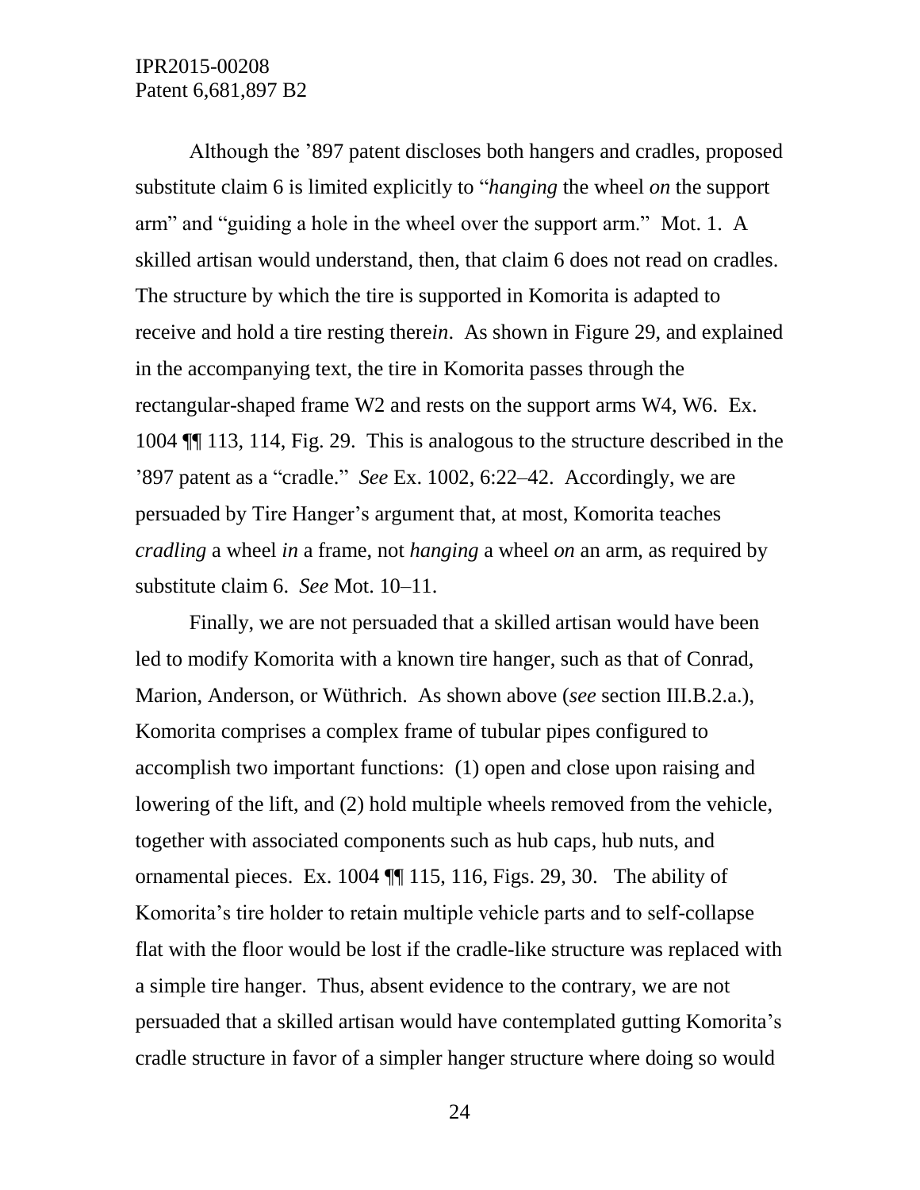Although the ’897 patent discloses both hangers and cradles, proposed substitute claim 6 is limited explicitly to “*hanging* the wheel *on* the support arm” and “guiding a hole in the wheel over the support arm.” Mot. 1. A skilled artisan would understand, then, that claim 6 does not read on cradles. The structure by which the tire is supported in Komorita is adapted to receive and hold a tire resting there*in*. As shown in Figure 29, and explained in the accompanying text, the tire in Komorita passes through the rectangular-shaped frame W2 and rests on the support arms W4, W6. Ex. 1004 ¶¶ 113, 114, Fig. 29. This is analogous to the structure described in the ’897 patent as a “cradle.” *See* Ex. 1002, 6:22–42. Accordingly, we are persuaded by Tire Hanger’s argument that, at most, Komorita teaches *cradling* a wheel *in* a frame, not *hanging* a wheel *on* an arm, as required by substitute claim 6. *See* Mot. 10–11.

Finally, we are not persuaded that a skilled artisan would have been led to modify Komorita with a known tire hanger, such as that of Conrad, Marion, Anderson, or Wüthrich. As shown above (*see* section III.B.2.a.), Komorita comprises a complex frame of tubular pipes configured to accomplish two important functions: (1) open and close upon raising and lowering of the lift, and (2) hold multiple wheels removed from the vehicle, together with associated components such as hub caps, hub nuts, and ornamental pieces. Ex. 1004 ¶¶ 115, 116, Figs. 29, 30. The ability of Komorita’s tire holder to retain multiple vehicle parts and to self-collapse flat with the floor would be lost if the cradle-like structure was replaced with a simple tire hanger. Thus, absent evidence to the contrary, we are not persuaded that a skilled artisan would have contemplated gutting Komorita’s cradle structure in favor of a simpler hanger structure where doing so would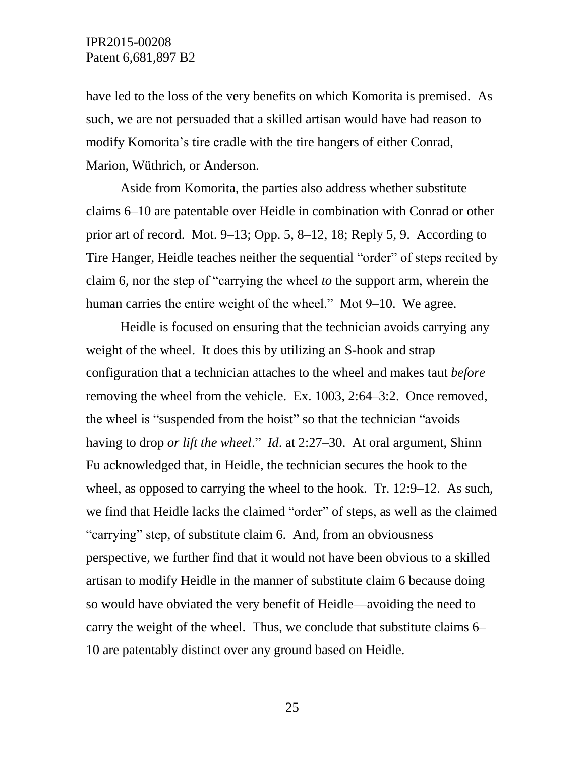have led to the loss of the very benefits on which Komorita is premised. As such, we are not persuaded that a skilled artisan would have had reason to modify Komorita's tire cradle with the tire hangers of either Conrad, Marion, Wüthrich, or Anderson.

Aside from Komorita, the parties also address whether substitute claims 6–10 are patentable over Heidle in combination with Conrad or other prior art of record. Mot. 9–13; Opp. 5, 8–12, 18; Reply 5, 9. According to Tire Hanger, Heidle teaches neither the sequential "order" of steps recited by claim 6, nor the step of "carrying the wheel *to* the support arm, wherein the human carries the entire weight of the wheel." Mot 9–10. We agree.

Heidle is focused on ensuring that the technician avoids carrying any weight of the wheel. It does this by utilizing an S-hook and strap configuration that a technician attaches to the wheel and makes taut *before* removing the wheel from the vehicle. Ex. 1003, 2:64–3:2. Once removed, the wheel is "suspended from the hoist" so that the technician "avoids having to drop *or lift the wheel*." *Id*. at 2:27–30. At oral argument, Shinn Fu acknowledged that, in Heidle, the technician secures the hook to the wheel, as opposed to carrying the wheel to the hook. Tr. 12:9–12. As such, we find that Heidle lacks the claimed "order" of steps, as well as the claimed "carrying" step, of substitute claim 6. And, from an obviousness perspective, we further find that it would not have been obvious to a skilled artisan to modify Heidle in the manner of substitute claim 6 because doing so would have obviated the very benefit of Heidle—avoiding the need to carry the weight of the wheel. Thus, we conclude that substitute claims 6–10 are patentably distinct over any ground based on Heidle.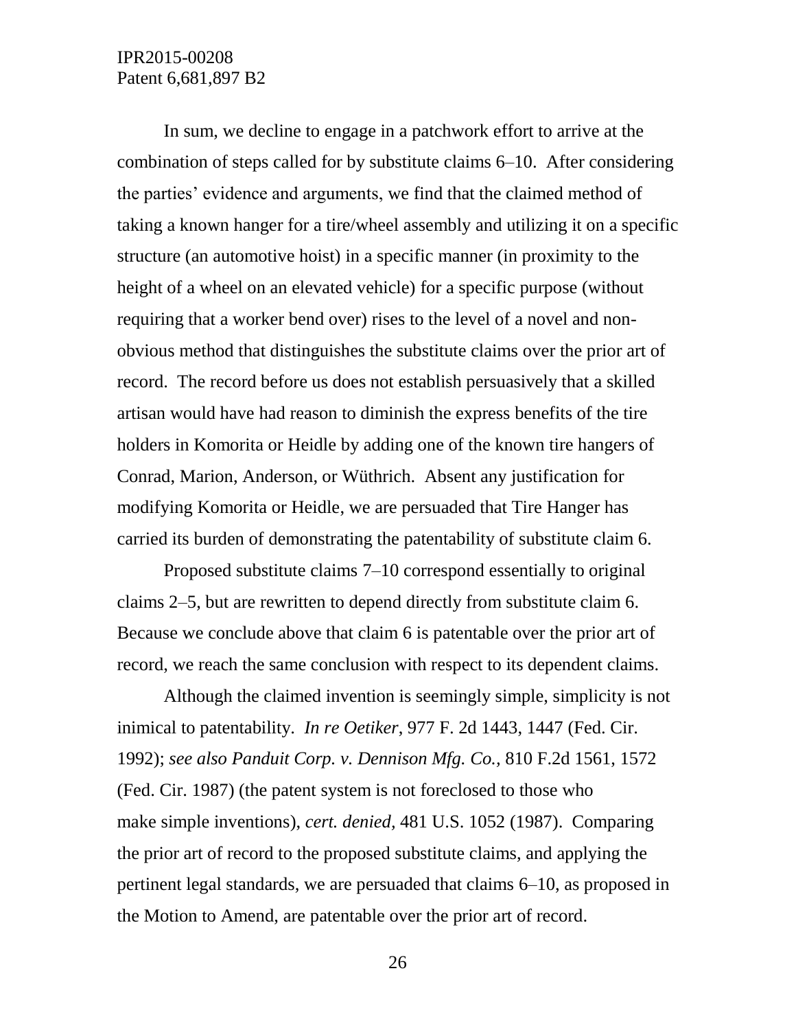In sum, we decline to engage in a patchwork effort to arrive at the combination of steps called for by substitute claims 6–10. After considering the parties' evidence and arguments, we find that the claimed method of taking a known hanger for a tire/wheel assembly and utilizing it on a specific structure (an automotive hoist) in a specific manner (in proximity to the height of a wheel on an elevated vehicle) for a specific purpose (without requiring that a worker bend over) rises to the level of a novel and non-obvious method that distinguishes the substitute claims over the prior art of record. The record before us does not establish persuasively that a skilled artisan would have had reason to diminish the express benefits of the tire holders in Komorita or Heidle by adding one of the known tire hangers of Conrad, Marion, Anderson, or Wüthrich. Absent any justification for modifying Komorita or Heidle, we are persuaded that Tire Hanger has carried its burden of demonstrating the patentability of substitute claim 6.

Proposed substitute claims 7–10 correspond essentially to original claims 2–5, but are rewritten to depend directly from substitute claim 6. Because we conclude above that claim 6 is patentable over the prior art of record, we reach the same conclusion with respect to its dependent claims.

Although the claimed invention is seemingly simple, simplicity is not inimical to patentability. *In re Oetiker*, 977 F. 2d 1443, 1447 (Fed. Cir. 1992); *see also Panduit Corp. v. Dennison Mfg. Co.,* 810 F.2d 1561, 1572 (Fed. Cir. 1987) (the patent system is not foreclosed to those who make simple inventions), *cert. denied*, 481 U.S. 1052 (1987). Comparing the prior art of record to the proposed substitute claims, and applying the pertinent legal standards, we are persuaded that claims 6–10, as proposed in the Motion to Amend, are patentable over the prior art of record.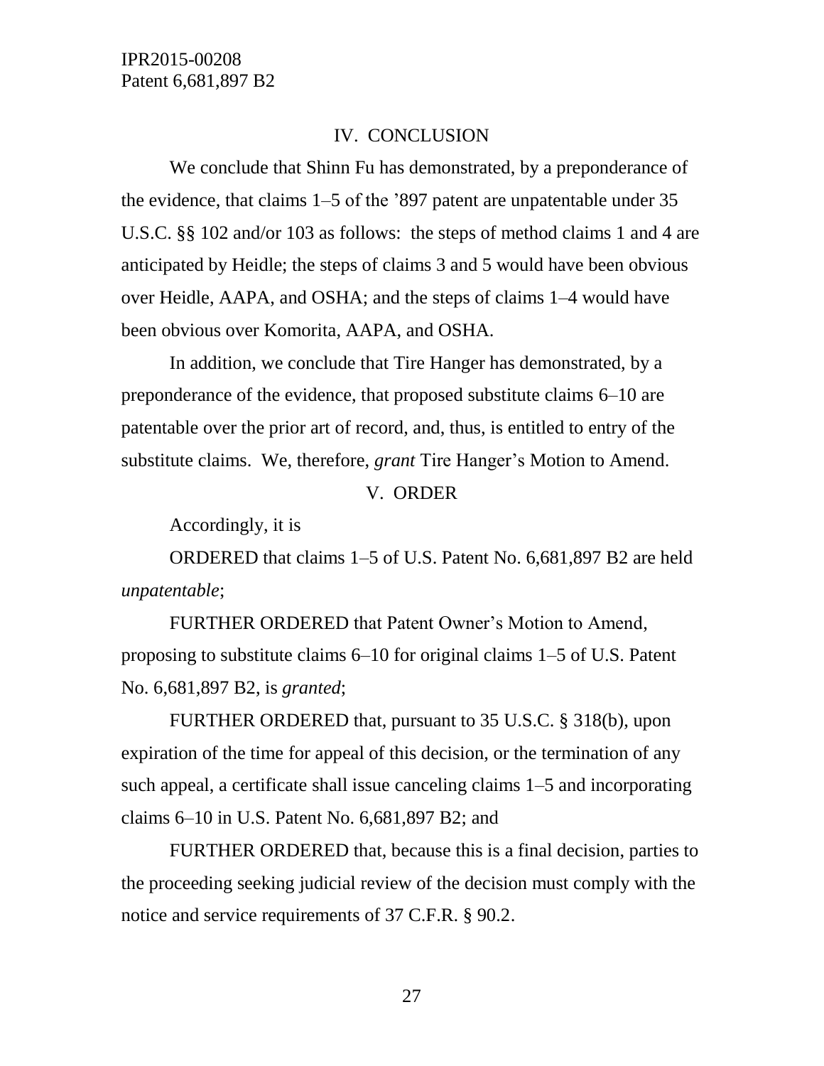## IV. CONCLUSION

We conclude that Shinn Fu has demonstrated, by a preponderance of the evidence, that claims 1–5 of the ’897 patent are unpatentable under 35 U.S.C. §§ 102 and/or 103 as follows: the steps of method claims 1 and 4 are anticipated by Heidle; the steps of claims 3 and 5 would have been obvious over Heidle, AAPA, and OSHA; and the steps of claims 1–4 would have been obvious over Komorita, AAPA, and OSHA.

In addition, we conclude that Tire Hanger has demonstrated, by a preponderance of the evidence, that proposed substitute claims 6–10 are patentable over the prior art of record, and, thus, is entitled to entry of the substitute claims. We, therefore, *grant* Tire Hanger’s Motion to Amend.

## V. ORDER

Accordingly, it is

ORDERED that claims 1–5 of U.S. Patent No. 6,681,897 B2 are held *unpatentable*;

FURTHER ORDERED that Patent Owner’s Motion to Amend, proposing to substitute claims 6–10 for original claims 1–5 of U.S. Patent No. 6,681,897 B2, is *granted*;

FURTHER ORDERED that, pursuant to 35 U.S.C. § 318(b), upon expiration of the time for appeal of this decision, or the termination of any such appeal, a certificate shall issue canceling claims 1–5 and incorporating claims 6–10 in U.S. Patent No. 6,681,897 B2; and

FURTHER ORDERED that, because this is a final decision, parties to the proceeding seeking judicial review of the decision must comply with the notice and service requirements of 37 C.F.R. § 90.2.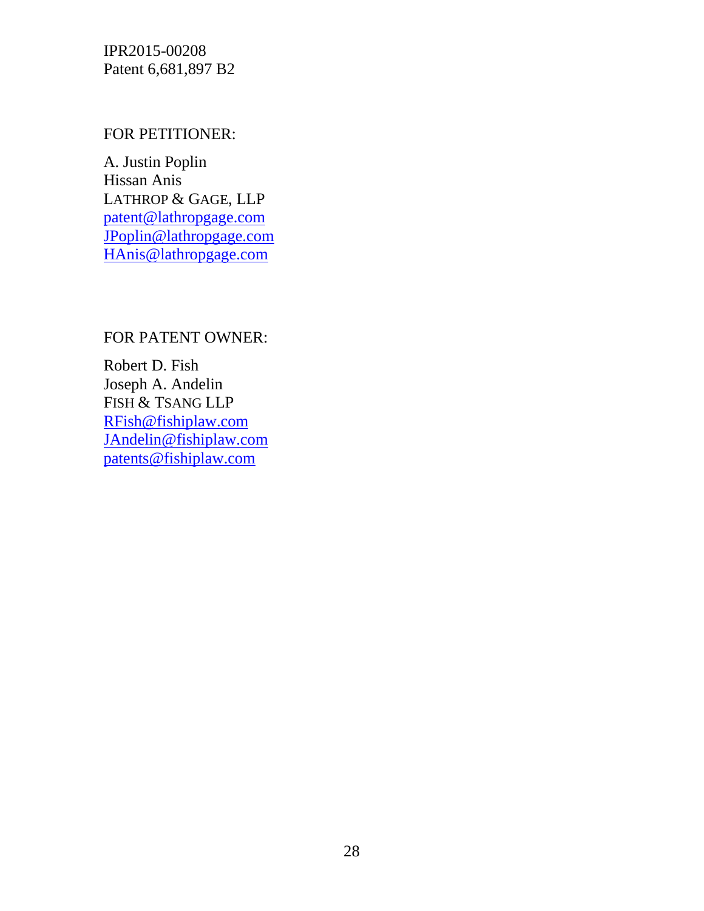FOR PETITIONER:

A. Justin Poplin
Hissan Anis
LATHROP & GAGE, LLP
patent@lathropgage.com
JPoplin@lathropgage.com
HAnis@lathropgage.com

FOR PATENT OWNER:

Robert D. Fish
Joseph A. Andelin
FISH & TSANG LLP
RFish@fishiplaw.com
JAndelin@fishiplaw.com
patents@fishiplaw.com